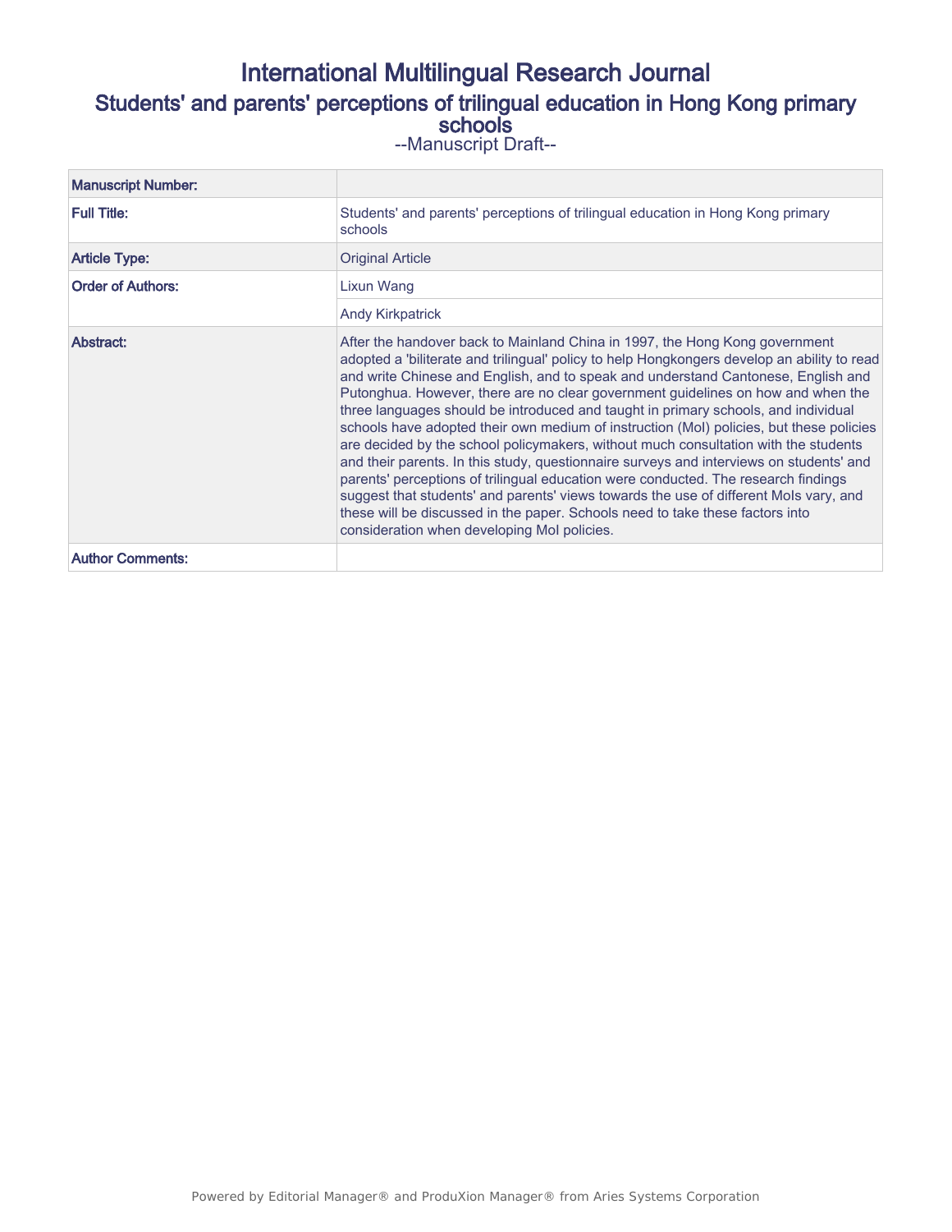# International Multilingual Research Journal

## Students' and parents' perceptions of trilingual education in Hong Kong primary schools

--Manuscript Draft--

| Manuscript Number: | |
|---|---|
| Full Title: | Students' and parents' perceptions of trilingual education in Hong Kong primary schools |
| Article Type: | Original Article |
| Order of Authors: | Lixun Wang |
| | Andy Kirkpatrick |
| Abstract: | After the handover back to Mainland China in 1997, the Hong Kong government adopted a 'biliterate and trilingual' policy to help Hongkongers develop an ability to read and write Chinese and English, and to speak and understand Cantonese, English and Putonghua. However, there are no clear government guidelines on how and when the three languages should be introduced and taught in primary schools, and individual schools have adopted their own medium of instruction (MoI) policies, but these policies are decided by the school policymakers, without much consultation with the students and their parents. In this study, questionnaire surveys and interviews on students' and parents' perceptions of trilingual education were conducted. The research findings suggest that students' and parents' views towards the use of different MoIs vary, and these will be discussed in the paper. Schools need to take these factors into consideration when developing MoI policies. |
| Author Comments: | |

Powered by Editorial Manager® and ProduXion Manager® from Aries Systems Corporation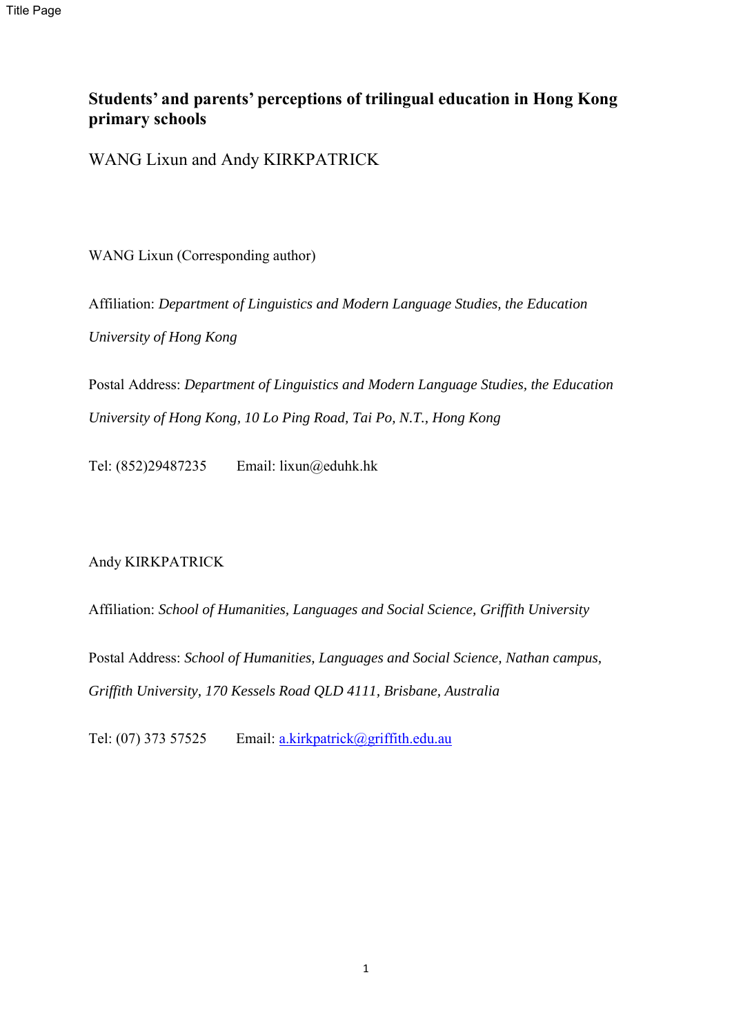# Students' and parents' perceptions of trilingual education in Hong Kong primary schools

WANG Lixun and Andy KIRKPATRICK

WANG Lixun (Corresponding author)

Affiliation: *Department of Linguistics and Modern Language Studies, the Education University of Hong Kong*

Postal Address: *Department of Linguistics and Modern Language Studies, the Education University of Hong Kong, 10 Lo Ping Road, Tai Po, N.T., Hong Kong*

Tel: (852)29487235 Email: lixun@eduhk.hk

Andy KIRKPATRICK

Affiliation: *School of Humanities, Languages and Social Science, Griffith University*

Postal Address: *School of Humanities, Languages and Social Science, Nathan campus, Griffith University, 170 Kessels Road QLD 4111, Brisbane, Australia*

Tel: (07) 373 57525 Email: a.kirkpatrick@griffith.edu.au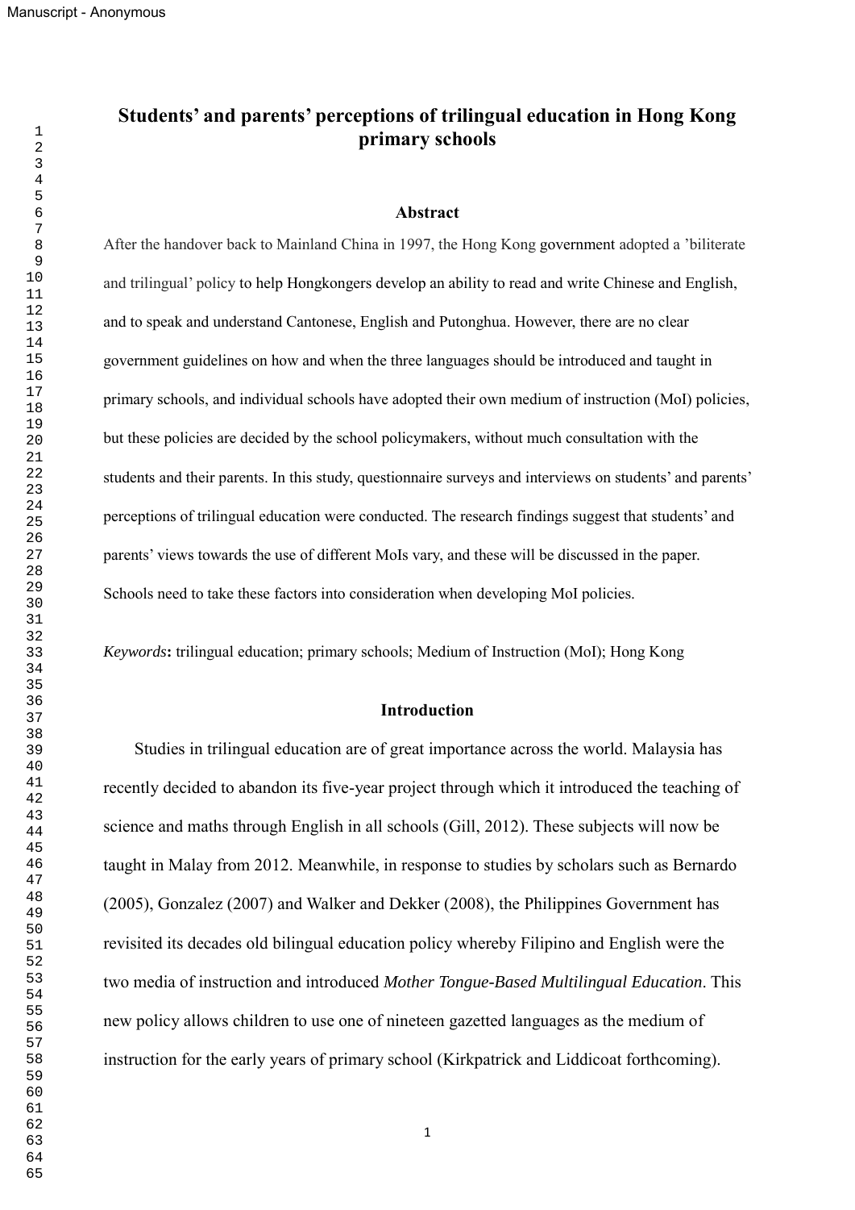# Students' and parents' perceptions of trilingual education in Hong Kong primary schools

## Abstract

After the handover back to Mainland China in 1997, the Hong Kong government adopted a 'biliterate and trilingual' policy to help Hongkongers develop an ability to read and write Chinese and English, and to speak and understand Cantonese, English and Putonghua. However, there are no clear government guidelines on how and when the three languages should be introduced and taught in primary schools, and individual schools have adopted their own medium of instruction (MoI) policies, but these policies are decided by the school policymakers, without much consultation with the students and their parents. In this study, questionnaire surveys and interviews on students' and parents' perceptions of trilingual education were conducted. The research findings suggest that students' and parents' views towards the use of different MoIs vary, and these will be discussed in the paper. Schools need to take these factors into consideration when developing MoI policies.

*Keywords*: trilingual education; primary schools; Medium of Instruction (MoI); Hong Kong

## Introduction

Studies in trilingual education are of great importance across the world. Malaysia has recently decided to abandon its five-year project through which it introduced the teaching of science and maths through English in all schools (Gill, 2012). These subjects will now be taught in Malay from 2012. Meanwhile, in response to studies by scholars such as Bernardo (2005), Gonzalez (2007) and Walker and Dekker (2008), the Philippines Government has revisited its decades old bilingual education policy whereby Filipino and English were the two media of instruction and introduced *Mother Tongue-Based Multilingual Education*. This new policy allows children to use one of nineteen gazetted languages as the medium of instruction for the early years of primary school (Kirkpatrick and Liddicoat forthcoming).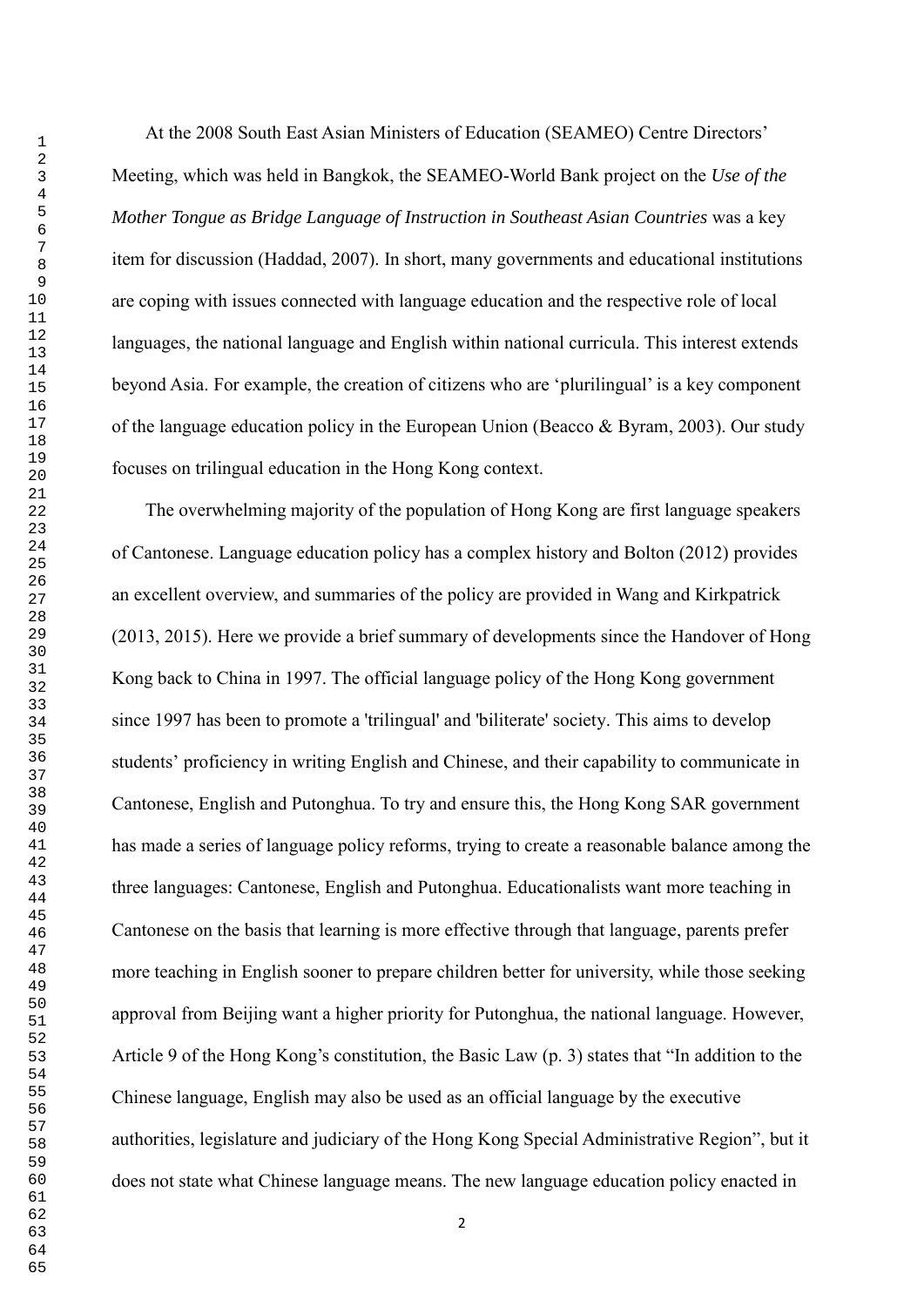At the 2008 South East Asian Ministers of Education (SEAMEO) Centre Directors' Meeting, which was held in Bangkok, the SEAMEO-World Bank project on the *Use of the Mother Tongue as Bridge Language of Instruction in Southeast Asian Countries* was a key item for discussion (Haddad, 2007). In short, many governments and educational institutions are coping with issues connected with language education and the respective role of local languages, the national language and English within national curricula. This interest extends beyond Asia. For example, the creation of citizens who are 'plurilingual' is a key component of the language education policy in the European Union (Beacco & Byram, 2003). Our study focuses on trilingual education in the Hong Kong context.

The overwhelming majority of the population of Hong Kong are first language speakers of Cantonese. Language education policy has a complex history and Bolton (2012) provides an excellent overview, and summaries of the policy are provided in Wang and Kirkpatrick (2013, 2015). Here we provide a brief summary of developments since the Handover of Hong Kong back to China in 1997. The official language policy of the Hong Kong government since 1997 has been to promote a 'trilingual' and 'biliterate' society. This aims to develop students' proficiency in writing English and Chinese, and their capability to communicate in Cantonese, English and Putonghua. To try and ensure this, the Hong Kong SAR government has made a series of language policy reforms, trying to create a reasonable balance among the three languages: Cantonese, English and Putonghua. Educationalists want more teaching in Cantonese on the basis that learning is more effective through that language, parents prefer more teaching in English sooner to prepare children better for university, while those seeking approval from Beijing want a higher priority for Putonghua, the national language. However, Article 9 of the Hong Kong's constitution, the Basic Law (p. 3) states that "In addition to the Chinese language, English may also be used as an official language by the executive authorities, legislature and judiciary of the Hong Kong Special Administrative Region", but it does not state what Chinese language means. The new language education policy enacted in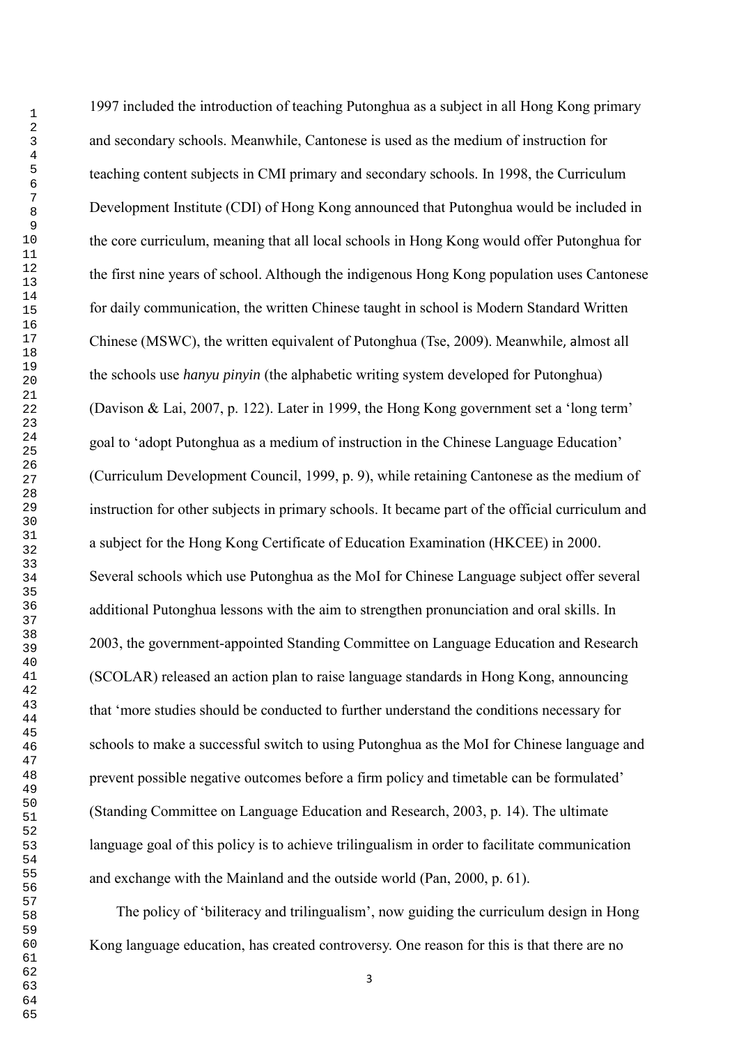1997 included the introduction of teaching Putonghua as a subject in all Hong Kong primary and secondary schools. Meanwhile, Cantonese is used as the medium of instruction for teaching content subjects in CMI primary and secondary schools. In 1998, the Curriculum Development Institute (CDI) of Hong Kong announced that Putonghua would be included in the core curriculum, meaning that all local schools in Hong Kong would offer Putonghua for the first nine years of school. Although the indigenous Hong Kong population uses Cantonese for daily communication, the written Chinese taught in school is Modern Standard Written Chinese (MSWC), the written equivalent of Putonghua (Tse, 2009). Meanwhile, almost all the schools use *hanyu pinyin* (the alphabetic writing system developed for Putonghua) (Davison & Lai, 2007, p. 122). Later in 1999, the Hong Kong government set a 'long term' goal to 'adopt Putonghua as a medium of instruction in the Chinese Language Education' (Curriculum Development Council, 1999, p. 9), while retaining Cantonese as the medium of instruction for other subjects in primary schools. It became part of the official curriculum and a subject for the Hong Kong Certificate of Education Examination (HKCEE) in 2000. Several schools which use Putonghua as the MoI for Chinese Language subject offer several additional Putonghua lessons with the aim to strengthen pronunciation and oral skills. In 2003, the government-appointed Standing Committee on Language Education and Research (SCOLAR) released an action plan to raise language standards in Hong Kong, announcing that 'more studies should be conducted to further understand the conditions necessary for schools to make a successful switch to using Putonghua as the MoI for Chinese language and prevent possible negative outcomes before a firm policy and timetable can be formulated' (Standing Committee on Language Education and Research, 2003, p. 14). The ultimate language goal of this policy is to achieve trilingualism in order to facilitate communication and exchange with the Mainland and the outside world (Pan, 2000, p. 61).

The policy of 'biliteracy and trilingualism', now guiding the curriculum design in Hong Kong language education, has created controversy. One reason for this is that there are no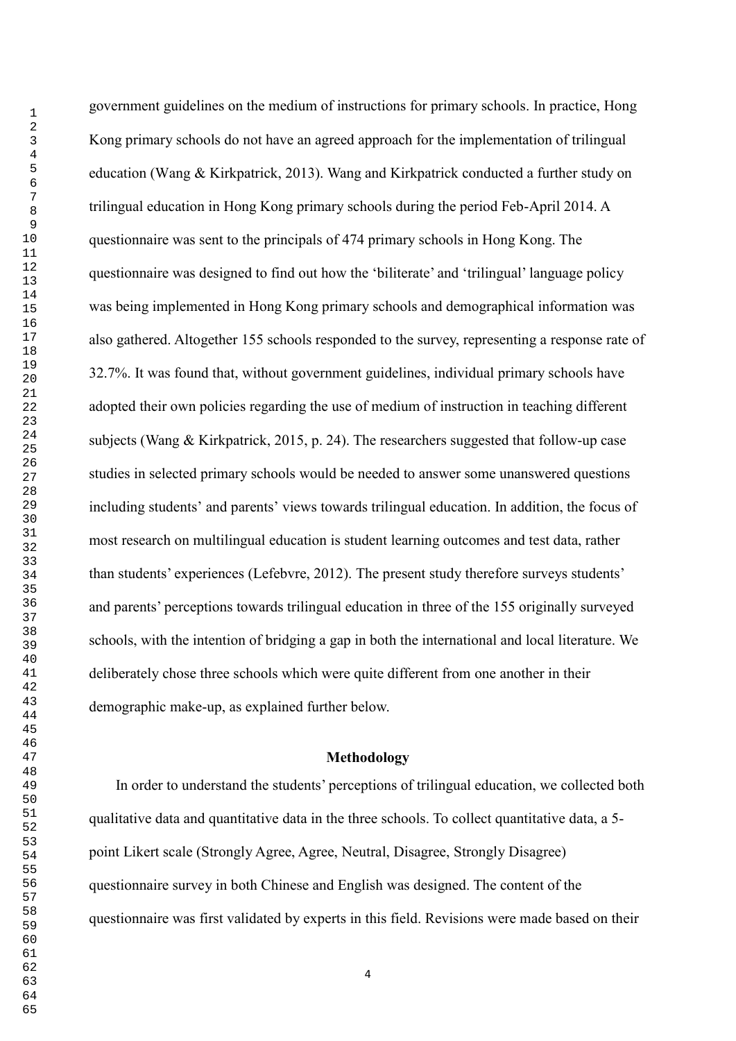government guidelines on the medium of instructions for primary schools. In practice, Hong Kong primary schools do not have an agreed approach for the implementation of trilingual education (Wang & Kirkpatrick, 2013). Wang and Kirkpatrick conducted a further study on trilingual education in Hong Kong primary schools during the period Feb-April 2014. A questionnaire was sent to the principals of 474 primary schools in Hong Kong. The questionnaire was designed to find out how the 'biliterate' and 'trilingual' language policy was being implemented in Hong Kong primary schools and demographical information was also gathered. Altogether 155 schools responded to the survey, representing a response rate of 32.7%. It was found that, without government guidelines, individual primary schools have adopted their own policies regarding the use of medium of instruction in teaching different subjects (Wang & Kirkpatrick, 2015, p. 24). The researchers suggested that follow-up case studies in selected primary schools would be needed to answer some unanswered questions including students' and parents' views towards trilingual education. In addition, the focus of most research on multilingual education is student learning outcomes and test data, rather than students' experiences (Lefebvre, 2012). The present study therefore surveys students' and parents' perceptions towards trilingual education in three of the 155 originally surveyed schools, with the intention of bridging a gap in both the international and local literature. We deliberately chose three schools which were quite different from one another in their demographic make-up, as explained further below.

## Methodology

In order to understand the students' perceptions of trilingual education, we collected both qualitative data and quantitative data in the three schools. To collect quantitative data, a 5-point Likert scale (Strongly Agree, Agree, Neutral, Disagree, Strongly Disagree) questionnaire survey in both Chinese and English was designed. The content of the questionnaire was first validated by experts in this field. Revisions were made based on their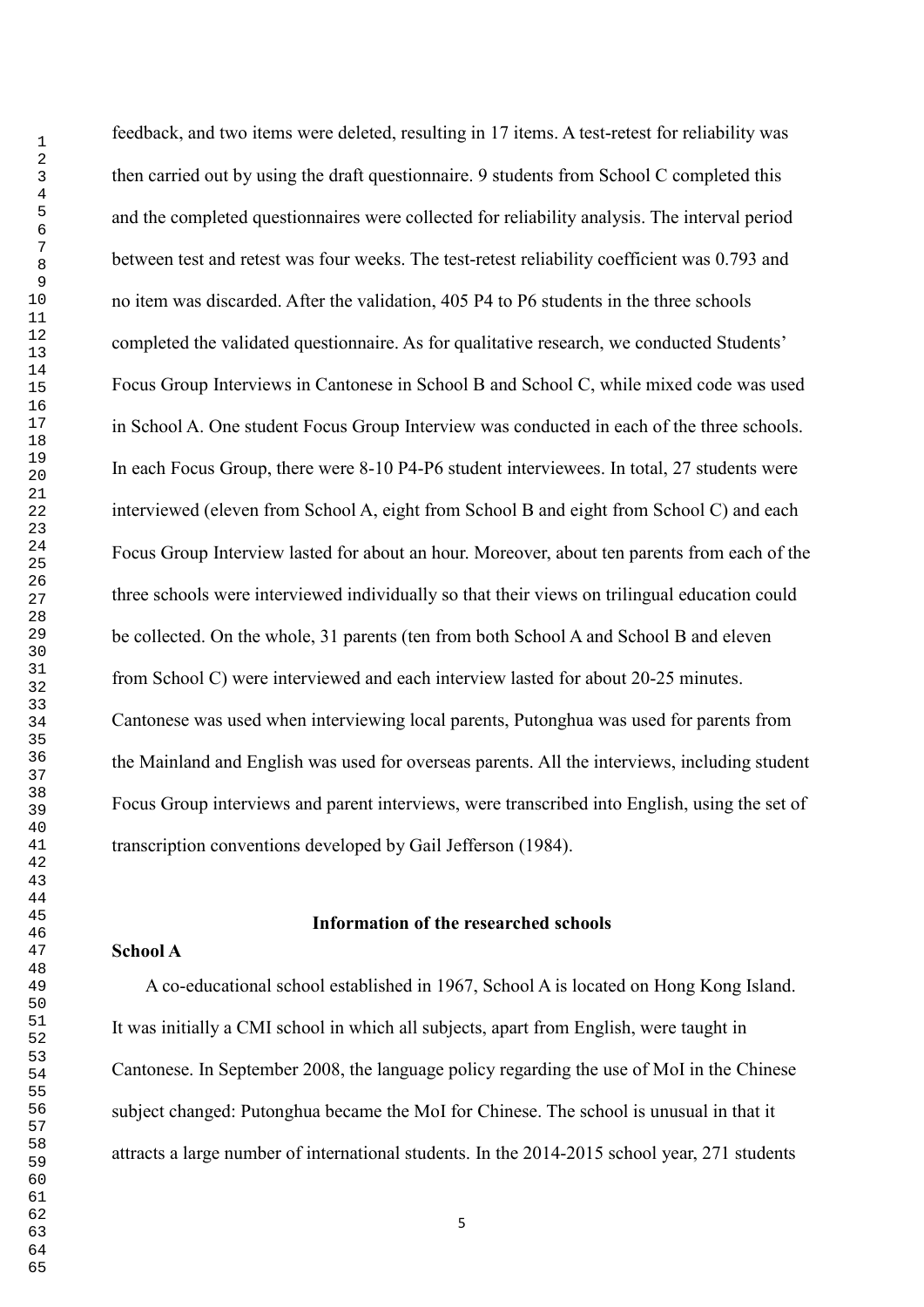feedback, and two items were deleted, resulting in 17 items. A test-retest for reliability was then carried out by using the draft questionnaire. 9 students from School C completed this and the completed questionnaires were collected for reliability analysis. The interval period between test and retest was four weeks. The test-retest reliability coefficient was 0.793 and no item was discarded. After the validation, 405 P4 to P6 students in the three schools completed the validated questionnaire. As for qualitative research, we conducted Students' Focus Group Interviews in Cantonese in School B and School C, while mixed code was used in School A. One student Focus Group Interview was conducted in each of the three schools. In each Focus Group, there were 8-10 P4-P6 student interviewees. In total, 27 students were interviewed (eleven from School A, eight from School B and eight from School C) and each Focus Group Interview lasted for about an hour. Moreover, about ten parents from each of the three schools were interviewed individually so that their views on trilingual education could be collected. On the whole, 31 parents (ten from both School A and School B and eleven from School C) were interviewed and each interview lasted for about 20-25 minutes. Cantonese was used when interviewing local parents, Putonghua was used for parents from the Mainland and English was used for overseas parents. All the interviews, including student Focus Group interviews and parent interviews, were transcribed into English, using the set of transcription conventions developed by Gail Jefferson (1984).

## Information of the researched schools

### School A

A co-educational school established in 1967, School A is located on Hong Kong Island. It was initially a CMI school in which all subjects, apart from English, were taught in Cantonese. In September 2008, the language policy regarding the use of MoI in the Chinese subject changed: Putonghua became the MoI for Chinese. The school is unusual in that it attracts a large number of international students. In the 2014-2015 school year, 271 students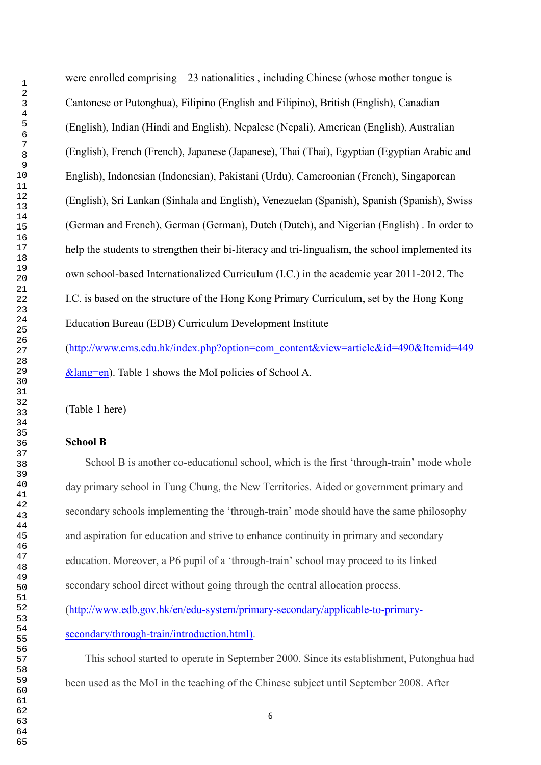were enrolled comprising 23 nationalities , including Chinese (whose mother tongue is Cantonese or Putonghua), Filipino (English and Filipino), British (English), Canadian (English), Indian (Hindi and English), Nepalese (Nepali), American (English), Australian (English), French (French), Japanese (Japanese), Thai (Thai), Egyptian (Egyptian Arabic and English), Indonesian (Indonesian), Pakistani (Urdu), Cameroonian (French), Singaporean (English), Sri Lankan (Sinhala and English), Venezuelan (Spanish), Spanish (Spanish), Swiss (German and French), German (German), Dutch (Dutch), and Nigerian (English) . In order to help the students to strengthen their bi-literacy and tri-lingualism, the school implemented its own school-based Internationalized Curriculum (I.C.) in the academic year 2011-2012. The I.C. is based on the structure of the Hong Kong Primary Curriculum, set by the Hong Kong Education Bureau (EDB) Curriculum Development Institute (http://www.cms.edu.hk/index.php?option=com_content&view=article&id=490&Itemid=449&lang=en). Table 1 shows the MoI policies of School A.

(Table 1 here)

**School B**

School B is another co-educational school, which is the first 'through-train' mode whole day primary school in Tung Chung, the New Territories. Aided or government primary and secondary schools implementing the 'through-train' mode should have the same philosophy and aspiration for education and strive to enhance continuity in primary and secondary education. Moreover, a P6 pupil of a 'through-train' school may proceed to its linked secondary school direct without going through the central allocation process. (http://www.edb.gov.hk/en/edu-system/primary-secondary/applicable-to-primary-secondary/through-train/introduction.html).

This school started to operate in September 2000. Since its establishment, Putonghua had been used as the MoI in the teaching of the Chinese subject until September 2008. After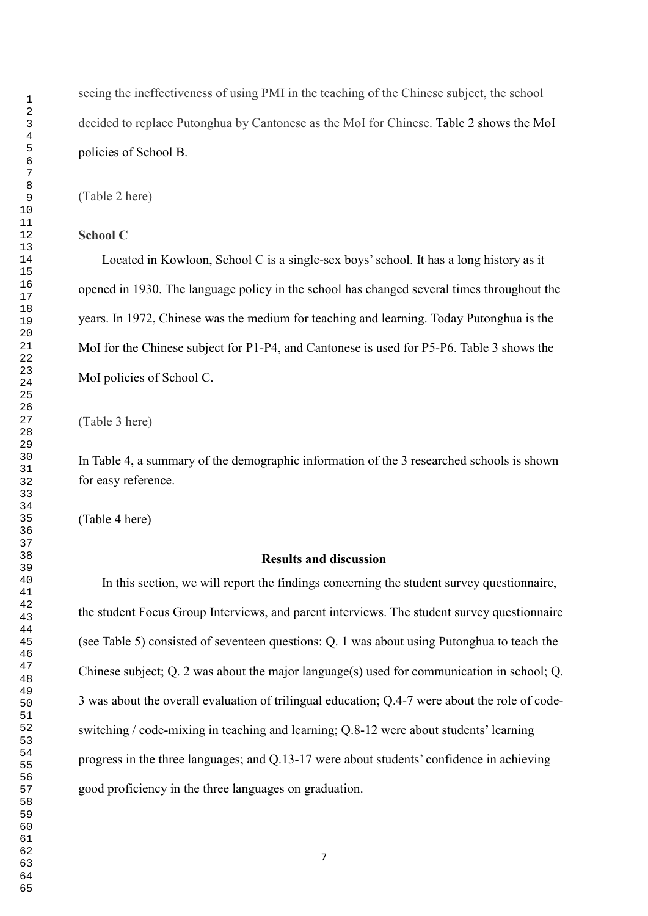seeing the ineffectiveness of using PMI in the teaching of the Chinese subject, the school decided to replace Putonghua by Cantonese as the MoI for Chinese. Table 2 shows the MoI policies of School B.

(Table 2 here)

**School C**

Located in Kowloon, School C is a single-sex boys' school. It has a long history as it opened in 1930. The language policy in the school has changed several times throughout the years. In 1972, Chinese was the medium for teaching and learning. Today Putonghua is the MoI for the Chinese subject for P1-P4, and Cantonese is used for P5-P6. Table 3 shows the MoI policies of School C.

(Table 3 here)

In Table 4, a summary of the demographic information of the 3 researched schools is shown for easy reference.

(Table 4 here)

## Results and discussion

In this section, we will report the findings concerning the student survey questionnaire, the student Focus Group Interviews, and parent interviews. The student survey questionnaire (see Table 5) consisted of seventeen questions: Q. 1 was about using Putonghua to teach the Chinese subject; Q. 2 was about the major language(s) used for communication in school; Q. 3 was about the overall evaluation of trilingual education; Q.4-7 were about the role of code-switching / code-mixing in teaching and learning; Q.8-12 were about students' learning progress in the three languages; and Q.13-17 were about students' confidence in achieving good proficiency in the three languages on graduation.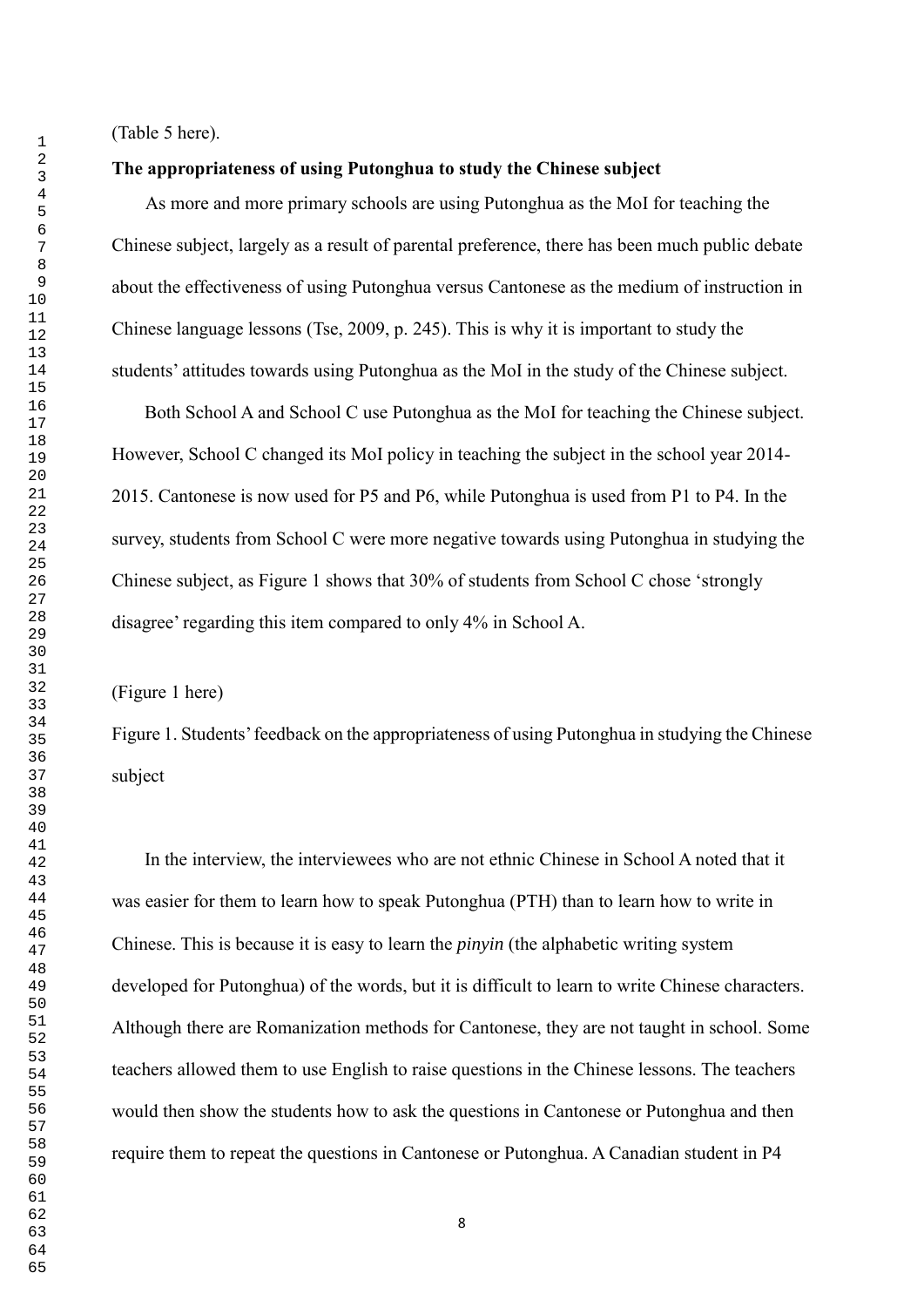(Table 5 here).

**The appropriateness of using Putonghua to study the Chinese subject**

As more and more primary schools are using Putonghua as the MoI for teaching the Chinese subject, largely as a result of parental preference, there has been much public debate about the effectiveness of using Putonghua versus Cantonese as the medium of instruction in Chinese language lessons (Tse, 2009, p. 245). This is why it is important to study the students' attitudes towards using Putonghua as the MoI in the study of the Chinese subject.

Both School A and School C use Putonghua as the MoI for teaching the Chinese subject. However, School C changed its MoI policy in teaching the subject in the school year 2014-2015. Cantonese is now used for P5 and P6, while Putonghua is used from P1 to P4. In the survey, students from School C were more negative towards using Putonghua in studying the Chinese subject, as Figure 1 shows that 30% of students from School C chose 'strongly disagree' regarding this item compared to only 4% in School A.

(Figure 1 here)

Figure 1. Students' feedback on the appropriateness of using Putonghua in studying the Chinese subject

In the interview, the interviewees who are not ethnic Chinese in School A noted that it was easier for them to learn how to speak Putonghua (PTH) than to learn how to write in Chinese. This is because it is easy to learn the *pinyin* (the alphabetic writing system developed for Putonghua) of the words, but it is difficult to learn to write Chinese characters. Although there are Romanization methods for Cantonese, they are not taught in school. Some teachers allowed them to use English to raise questions in the Chinese lessons. The teachers would then show the students how to ask the questions in Cantonese or Putonghua and then require them to repeat the questions in Cantonese or Putonghua. A Canadian student in P4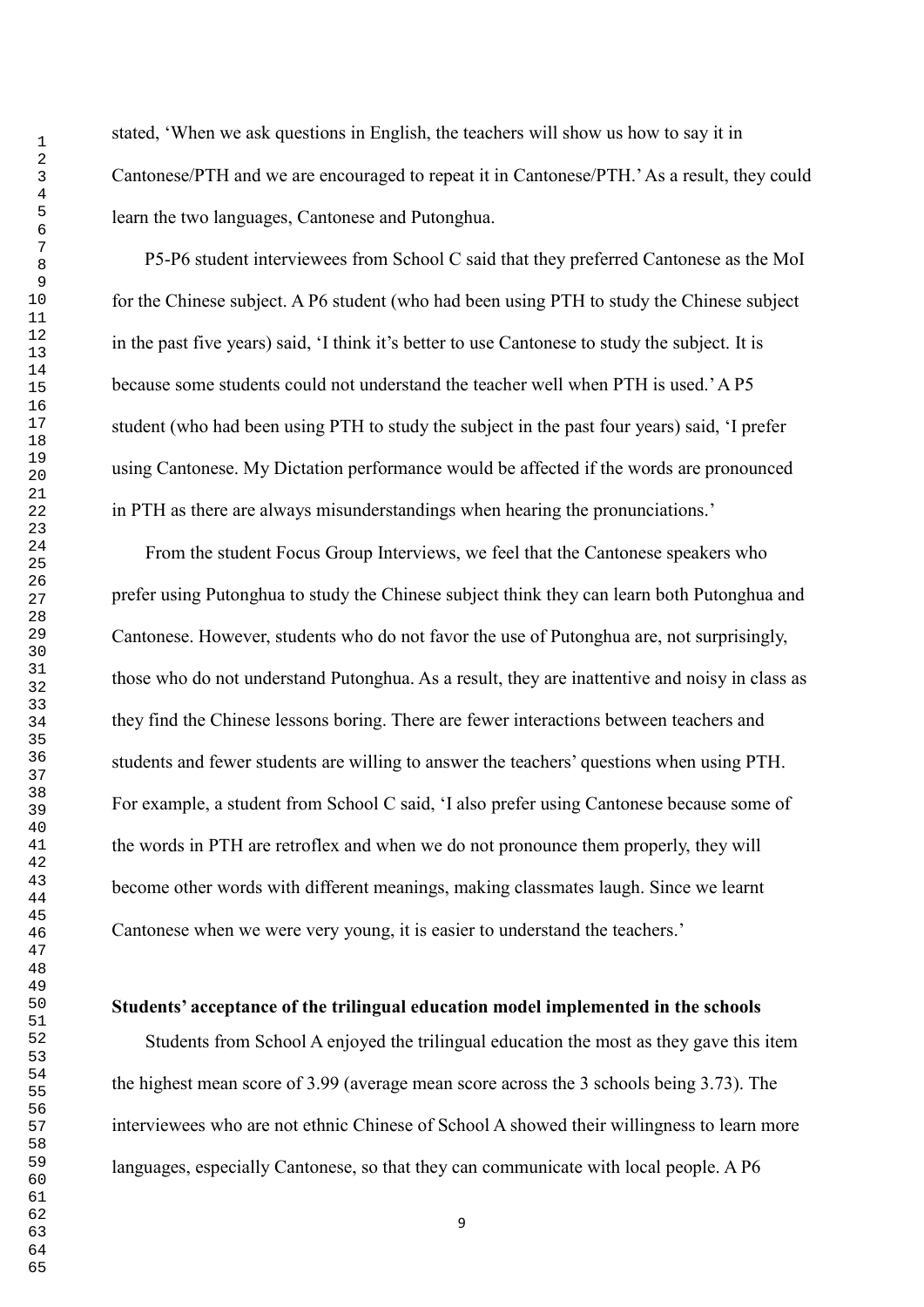stated, 'When we ask questions in English, the teachers will show us how to say it in Cantonese/PTH and we are encouraged to repeat it in Cantonese/PTH.' As a result, they could learn the two languages, Cantonese and Putonghua.

P5-P6 student interviewees from School C said that they preferred Cantonese as the MoI for the Chinese subject. A P6 student (who had been using PTH to study the Chinese subject in the past five years) said, 'I think it's better to use Cantonese to study the subject. It is because some students could not understand the teacher well when PTH is used.' A P5 student (who had been using PTH to study the subject in the past four years) said, 'I prefer using Cantonese. My Dictation performance would be affected if the words are pronounced in PTH as there are always misunderstandings when hearing the pronunciations.'

From the student Focus Group Interviews, we feel that the Cantonese speakers who prefer using Putonghua to study the Chinese subject think they can learn both Putonghua and Cantonese. However, students who do not favor the use of Putonghua are, not surprisingly, those who do not understand Putonghua. As a result, they are inattentive and noisy in class as they find the Chinese lessons boring. There are fewer interactions between teachers and students and fewer students are willing to answer the teachers' questions when using PTH. For example, a student from School C said, 'I also prefer using Cantonese because some of the words in PTH are retroflex and when we do not pronounce them properly, they will become other words with different meanings, making classmates laugh. Since we learnt Cantonese when we were very young, it is easier to understand the teachers.'

**Students' acceptance of the trilingual education model implemented in the schools**

Students from School A enjoyed the trilingual education the most as they gave this item the highest mean score of 3.99 (average mean score across the 3 schools being 3.73). The interviewees who are not ethnic Chinese of School A showed their willingness to learn more languages, especially Cantonese, so that they can communicate with local people. A P6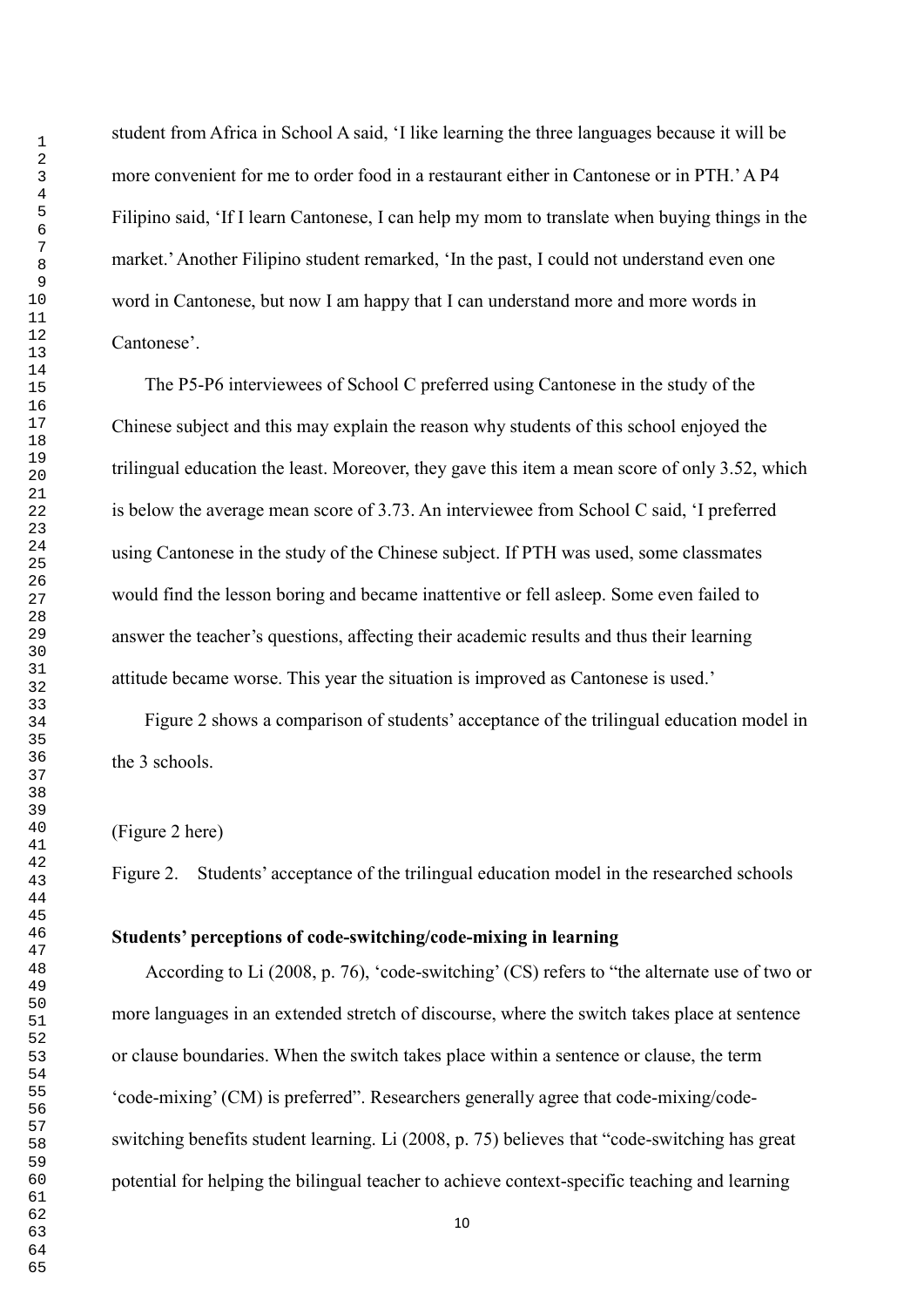student from Africa in School A said, 'I like learning the three languages because it will be more convenient for me to order food in a restaurant either in Cantonese or in PTH.' A P4 Filipino said, 'If I learn Cantonese, I can help my mom to translate when buying things in the market.' Another Filipino student remarked, 'In the past, I could not understand even one word in Cantonese, but now I am happy that I can understand more and more words in Cantonese'.

The P5-P6 interviewees of School C preferred using Cantonese in the study of the Chinese subject and this may explain the reason why students of this school enjoyed the trilingual education the least. Moreover, they gave this item a mean score of only 3.52, which is below the average mean score of 3.73. An interviewee from School C said, 'I preferred using Cantonese in the study of the Chinese subject. If PTH was used, some classmates would find the lesson boring and became inattentive or fell asleep. Some even failed to answer the teacher's questions, affecting their academic results and thus their learning attitude became worse. This year the situation is improved as Cantonese is used.'

Figure 2 shows a comparison of students' acceptance of the trilingual education model in the 3 schools.

(Figure 2 here)

Figure 2. Students' acceptance of the trilingual education model in the researched schools

**Students' perceptions of code-switching/code-mixing in learning**

According to Li (2008, p. 76), 'code-switching' (CS) refers to "the alternate use of two or more languages in an extended stretch of discourse, where the switch takes place at sentence or clause boundaries. When the switch takes place within a sentence or clause, the term 'code-mixing' (CM) is preferred". Researchers generally agree that code-mixing/code-switching benefits student learning. Li (2008, p. 75) believes that "code-switching has great potential for helping the bilingual teacher to achieve context-specific teaching and learning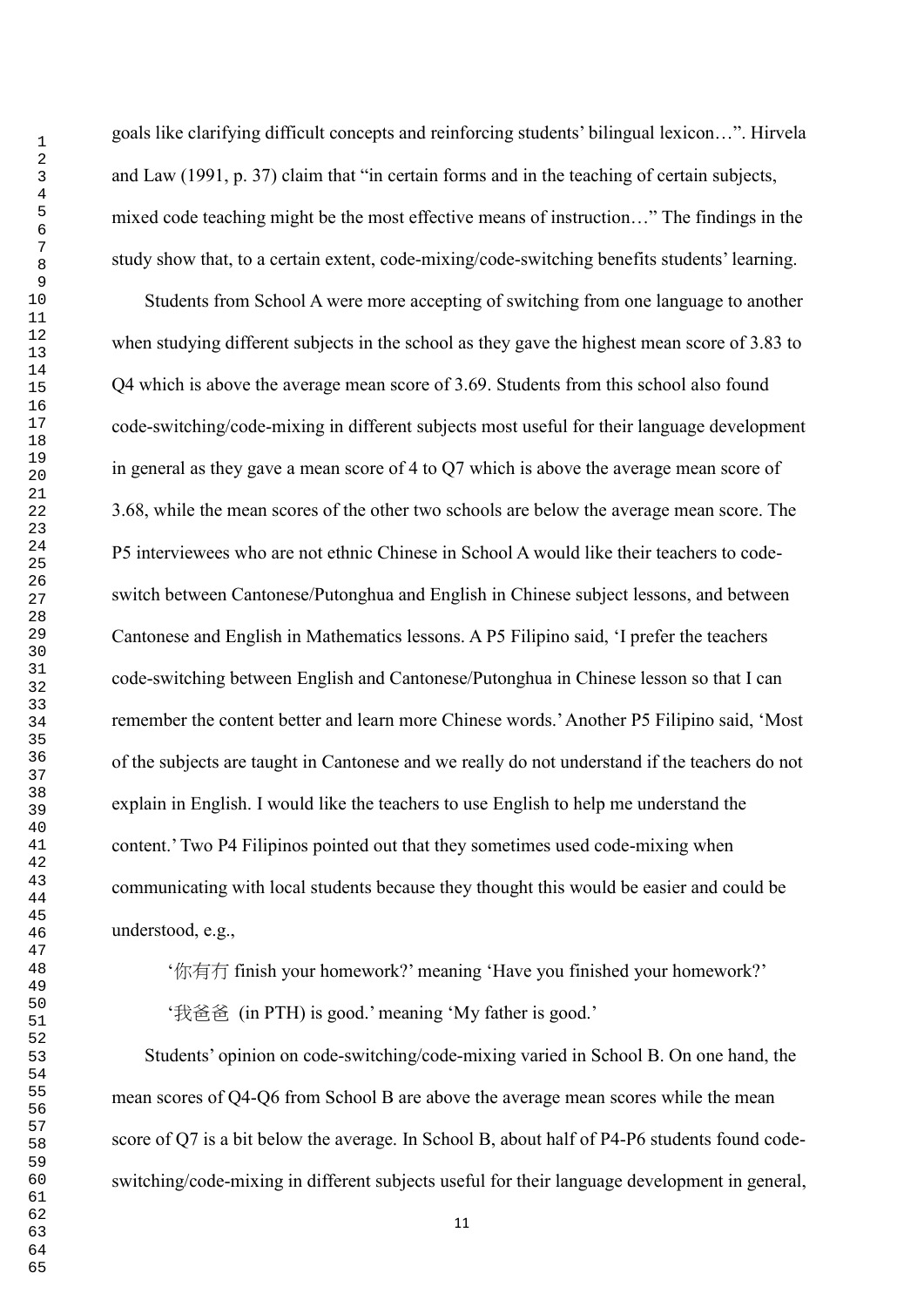goals like clarifying difficult concepts and reinforcing students' bilingual lexicon…". Hirvela and Law (1991, p. 37) claim that "in certain forms and in the teaching of certain subjects, mixed code teaching might be the most effective means of instruction…" The findings in the study show that, to a certain extent, code-mixing/code-switching benefits students' learning.

Students from School A were more accepting of switching from one language to another when studying different subjects in the school as they gave the highest mean score of 3.83 to Q4 which is above the average mean score of 3.69. Students from this school also found code-switching/code-mixing in different subjects most useful for their language development in general as they gave a mean score of 4 to Q7 which is above the average mean score of 3.68, while the mean scores of the other two schools are below the average mean score. The P5 interviewees who are not ethnic Chinese in School A would like their teachers to code-switch between Cantonese/Putonghua and English in Chinese subject lessons, and between Cantonese and English in Mathematics lessons. A P5 Filipino said, 'I prefer the teachers code-switching between English and Cantonese/Putonghua in Chinese lesson so that I can remember the content better and learn more Chinese words.' Another P5 Filipino said, 'Most of the subjects are taught in Cantonese and we really do not understand if the teachers do not explain in English. I would like the teachers to use English to help me understand the content.' Two P4 Filipinos pointed out that they sometimes used code-mixing when communicating with local students because they thought this would be easier and could be understood, e.g.,

> '你有冇 finish your homework?' meaning 'Have you finished your homework?'
>
> '我爸爸 (in PTH) is good.' meaning 'My father is good.'

Students' opinion on code-switching/code-mixing varied in School B. On one hand, the mean scores of Q4-Q6 from School B are above the average mean scores while the mean score of Q7 is a bit below the average. In School B, about half of P4-P6 students found code-switching/code-mixing in different subjects useful for their language development in general,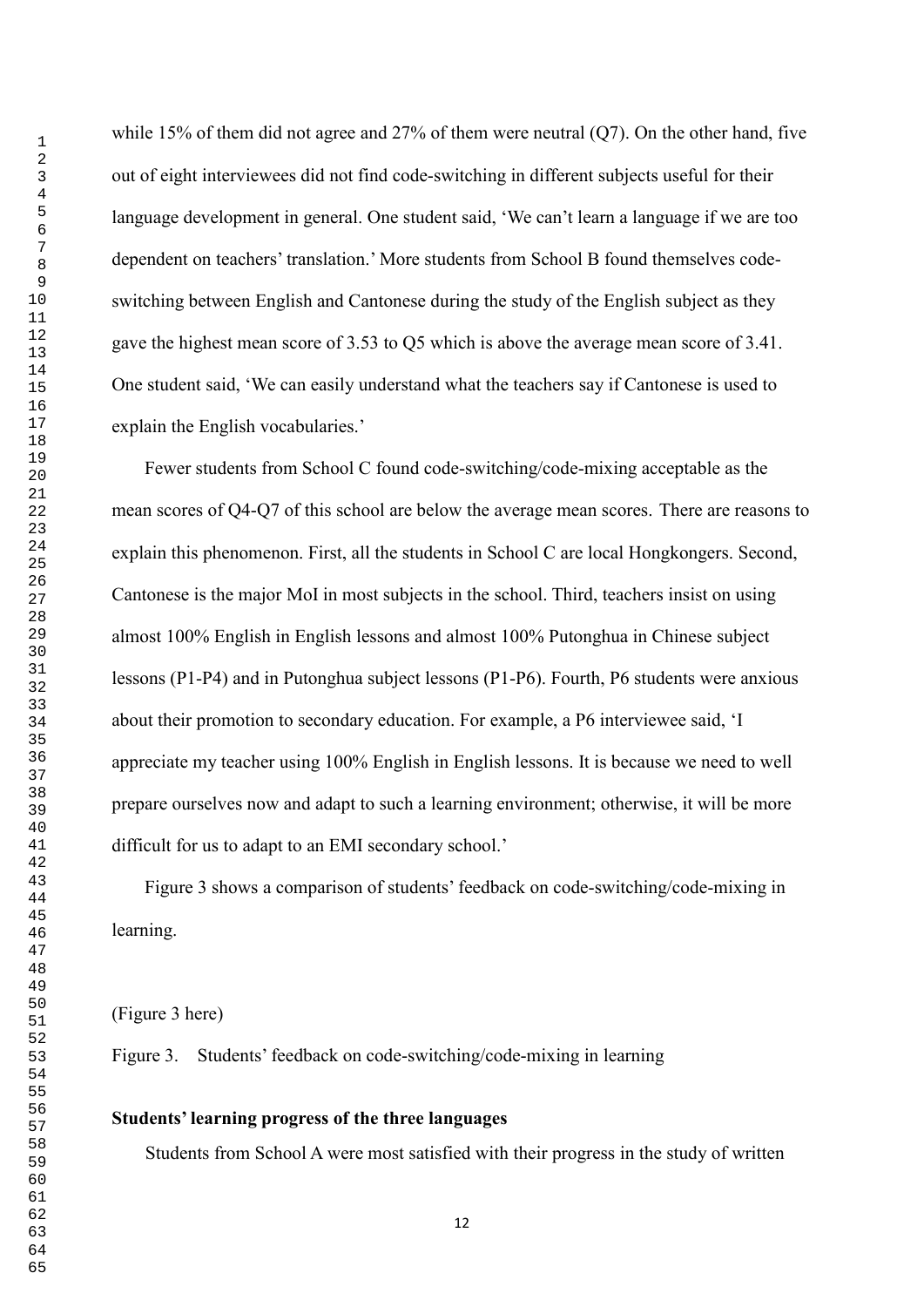while 15% of them did not agree and 27% of them were neutral (Q7). On the other hand, five out of eight interviewees did not find code-switching in different subjects useful for their language development in general. One student said, 'We can't learn a language if we are too dependent on teachers' translation.' More students from School B found themselves code-switching between English and Cantonese during the study of the English subject as they gave the highest mean score of 3.53 to Q5 which is above the average mean score of 3.41. One student said, 'We can easily understand what the teachers say if Cantonese is used to explain the English vocabularies.'

Fewer students from School C found code-switching/code-mixing acceptable as the mean scores of Q4-Q7 of this school are below the average mean scores. There are reasons to explain this phenomenon. First, all the students in School C are local Hongkongers. Second, Cantonese is the major MoI in most subjects in the school. Third, teachers insist on using almost 100% English in English lessons and almost 100% Putonghua in Chinese subject lessons (P1-P4) and in Putonghua subject lessons (P1-P6). Fourth, P6 students were anxious about their promotion to secondary education. For example, a P6 interviewee said, 'I appreciate my teacher using 100% English in English lessons. It is because we need to well prepare ourselves now and adapt to such a learning environment; otherwise, it will be more difficult for us to adapt to an EMI secondary school.'

Figure 3 shows a comparison of students' feedback on code-switching/code-mixing in learning.

(Figure 3 here)

Figure 3. Students' feedback on code-switching/code-mixing in learning

**Students' learning progress of the three languages**

Students from School A were most satisfied with their progress in the study of written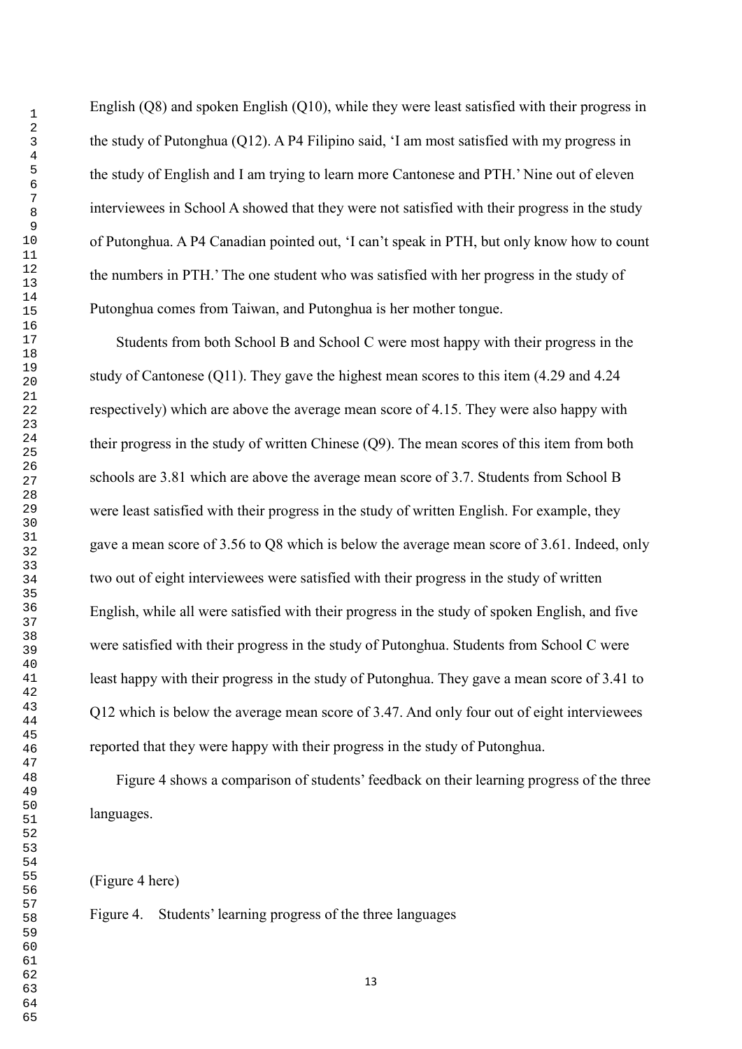English (Q8) and spoken English (Q10), while they were least satisfied with their progress in the study of Putonghua (Q12). A P4 Filipino said, 'I am most satisfied with my progress in the study of English and I am trying to learn more Cantonese and PTH.' Nine out of eleven interviewees in School A showed that they were not satisfied with their progress in the study of Putonghua. A P4 Canadian pointed out, 'I can't speak in PTH, but only know how to count the numbers in PTH.' The one student who was satisfied with her progress in the study of Putonghua comes from Taiwan, and Putonghua is her mother tongue.

Students from both School B and School C were most happy with their progress in the study of Cantonese (Q11). They gave the highest mean scores to this item (4.29 and 4.24 respectively) which are above the average mean score of 4.15. They were also happy with their progress in the study of written Chinese (Q9). The mean scores of this item from both schools are 3.81 which are above the average mean score of 3.7. Students from School B were least satisfied with their progress in the study of written English. For example, they gave a mean score of 3.56 to Q8 which is below the average mean score of 3.61. Indeed, only two out of eight interviewees were satisfied with their progress in the study of written English, while all were satisfied with their progress in the study of spoken English, and five were satisfied with their progress in the study of Putonghua. Students from School C were least happy with their progress in the study of Putonghua. They gave a mean score of 3.41 to Q12 which is below the average mean score of 3.47. And only four out of eight interviewees reported that they were happy with their progress in the study of Putonghua.

Figure 4 shows a comparison of students' feedback on their learning progress of the three languages.

(Figure 4 here)

Figure 4. Students' learning progress of the three languages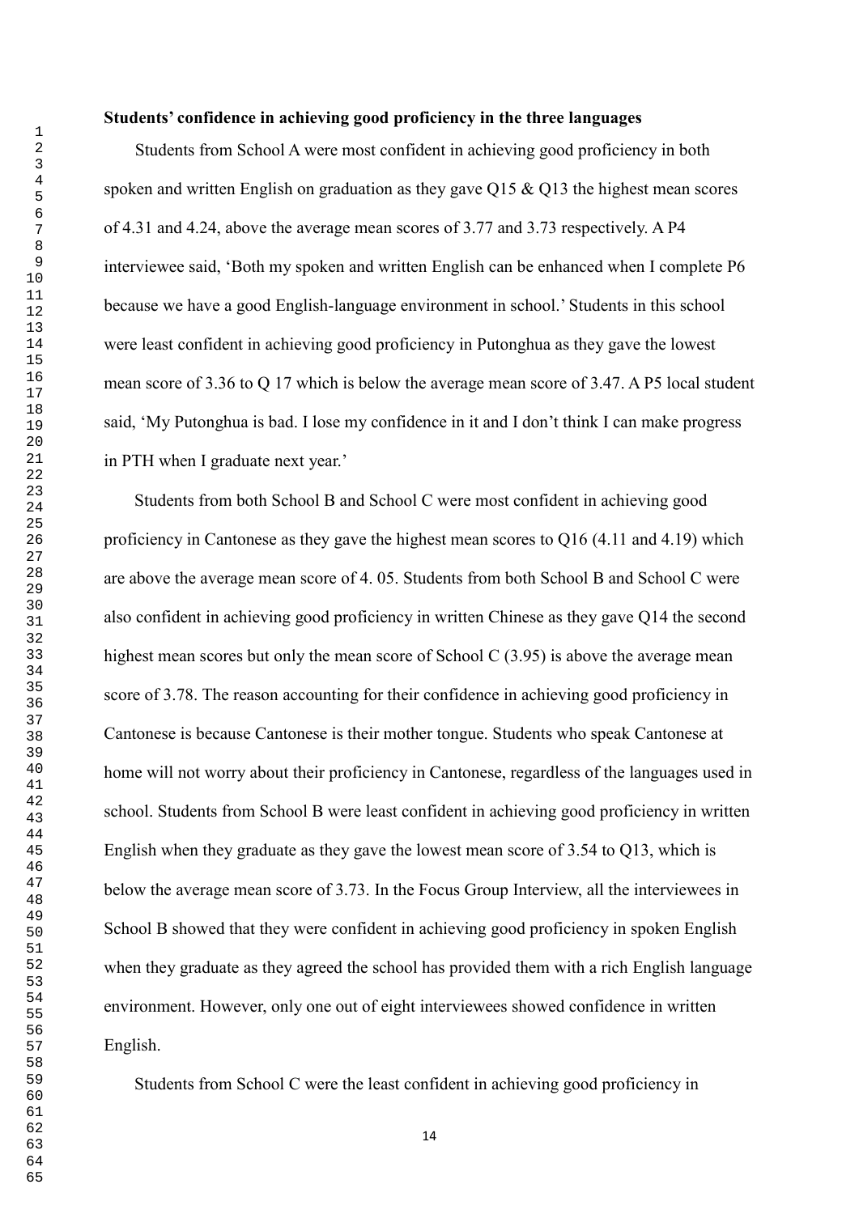**Students' confidence in achieving good proficiency in the three languages**

Students from School A were most confident in achieving good proficiency in both spoken and written English on graduation as they gave Q15 & Q13 the highest mean scores of 4.31 and 4.24, above the average mean scores of 3.77 and 3.73 respectively. A P4 interviewee said, 'Both my spoken and written English can be enhanced when I complete P6 because we have a good English-language environment in school.' Students in this school were least confident in achieving good proficiency in Putonghua as they gave the lowest mean score of 3.36 to Q 17 which is below the average mean score of 3.47. A P5 local student said, 'My Putonghua is bad. I lose my confidence in it and I don't think I can make progress in PTH when I graduate next year.'

Students from both School B and School C were most confident in achieving good proficiency in Cantonese as they gave the highest mean scores to Q16 (4.11 and 4.19) which are above the average mean score of 4. 05. Students from both School B and School C were also confident in achieving good proficiency in written Chinese as they gave Q14 the second highest mean scores but only the mean score of School C (3.95) is above the average mean score of 3.78. The reason accounting for their confidence in achieving good proficiency in Cantonese is because Cantonese is their mother tongue. Students who speak Cantonese at home will not worry about their proficiency in Cantonese, regardless of the languages used in school. Students from School B were least confident in achieving good proficiency in written English when they graduate as they gave the lowest mean score of 3.54 to Q13, which is below the average mean score of 3.73. In the Focus Group Interview, all the interviewees in School B showed that they were confident in achieving good proficiency in spoken English when they graduate as they agreed the school has provided them with a rich English language environment. However, only one out of eight interviewees showed confidence in written English.

Students from School C were the least confident in achieving good proficiency in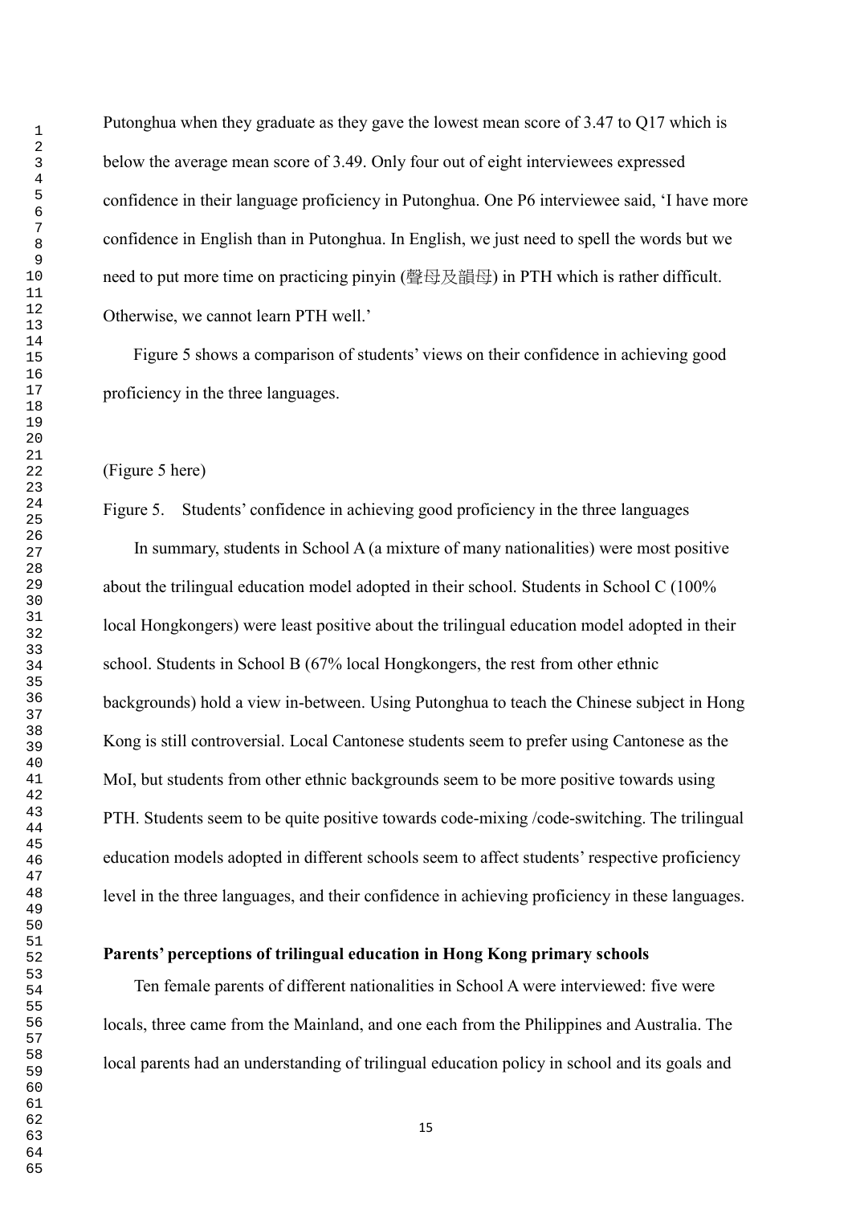Putonghua when they graduate as they gave the lowest mean score of 3.47 to Q17 which is below the average mean score of 3.49. Only four out of eight interviewees expressed confidence in their language proficiency in Putonghua. One P6 interviewee said, 'I have more confidence in English than in Putonghua. In English, we just need to spell the words but we need to put more time on practicing pinyin (聲母及韻母) in PTH which is rather difficult. Otherwise, we cannot learn PTH well.'

Figure 5 shows a comparison of students' views on their confidence in achieving good proficiency in the three languages.

(Figure 5 here)

Figure 5. Students' confidence in achieving good proficiency in the three languages

In summary, students in School A (a mixture of many nationalities) were most positive about the trilingual education model adopted in their school. Students in School C (100% local Hongkongers) were least positive about the trilingual education model adopted in their school. Students in School B (67% local Hongkongers, the rest from other ethnic backgrounds) hold a view in-between. Using Putonghua to teach the Chinese subject in Hong Kong is still controversial. Local Cantonese students seem to prefer using Cantonese as the MoI, but students from other ethnic backgrounds seem to be more positive towards using PTH. Students seem to be quite positive towards code-mixing /code-switching. The trilingual education models adopted in different schools seem to affect students' respective proficiency level in the three languages, and their confidence in achieving proficiency in these languages.

**Parents' perceptions of trilingual education in Hong Kong primary schools**

Ten female parents of different nationalities in School A were interviewed: five were locals, three came from the Mainland, and one each from the Philippines and Australia. The local parents had an understanding of trilingual education policy in school and its goals and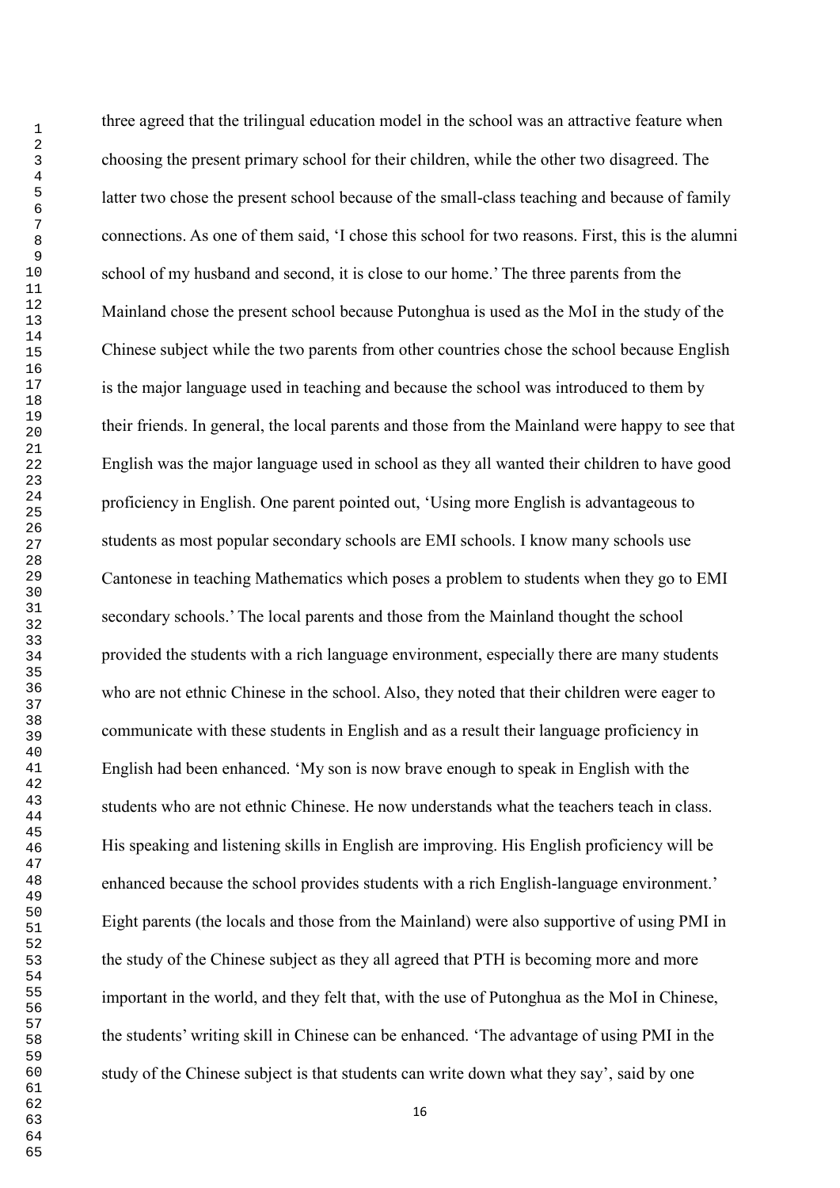three agreed that the trilingual education model in the school was an attractive feature when choosing the present primary school for their children, while the other two disagreed. The latter two chose the present school because of the small-class teaching and because of family connections. As one of them said, 'I chose this school for two reasons. First, this is the alumni school of my husband and second, it is close to our home.' The three parents from the Mainland chose the present school because Putonghua is used as the MoI in the study of the Chinese subject while the two parents from other countries chose the school because English is the major language used in teaching and because the school was introduced to them by their friends. In general, the local parents and those from the Mainland were happy to see that English was the major language used in school as they all wanted their children to have good proficiency in English. One parent pointed out, 'Using more English is advantageous to students as most popular secondary schools are EMI schools. I know many schools use Cantonese in teaching Mathematics which poses a problem to students when they go to EMI secondary schools.' The local parents and those from the Mainland thought the school provided the students with a rich language environment, especially there are many students who are not ethnic Chinese in the school. Also, they noted that their children were eager to communicate with these students in English and as a result their language proficiency in English had been enhanced. 'My son is now brave enough to speak in English with the students who are not ethnic Chinese. He now understands what the teachers teach in class. His speaking and listening skills in English are improving. His English proficiency will be enhanced because the school provides students with a rich English-language environment.' Eight parents (the locals and those from the Mainland) were also supportive of using PMI in the study of the Chinese subject as they all agreed that PTH is becoming more and more important in the world, and they felt that, with the use of Putonghua as the MoI in Chinese, the students' writing skill in Chinese can be enhanced. 'The advantage of using PMI in the study of the Chinese subject is that students can write down what they say', said by one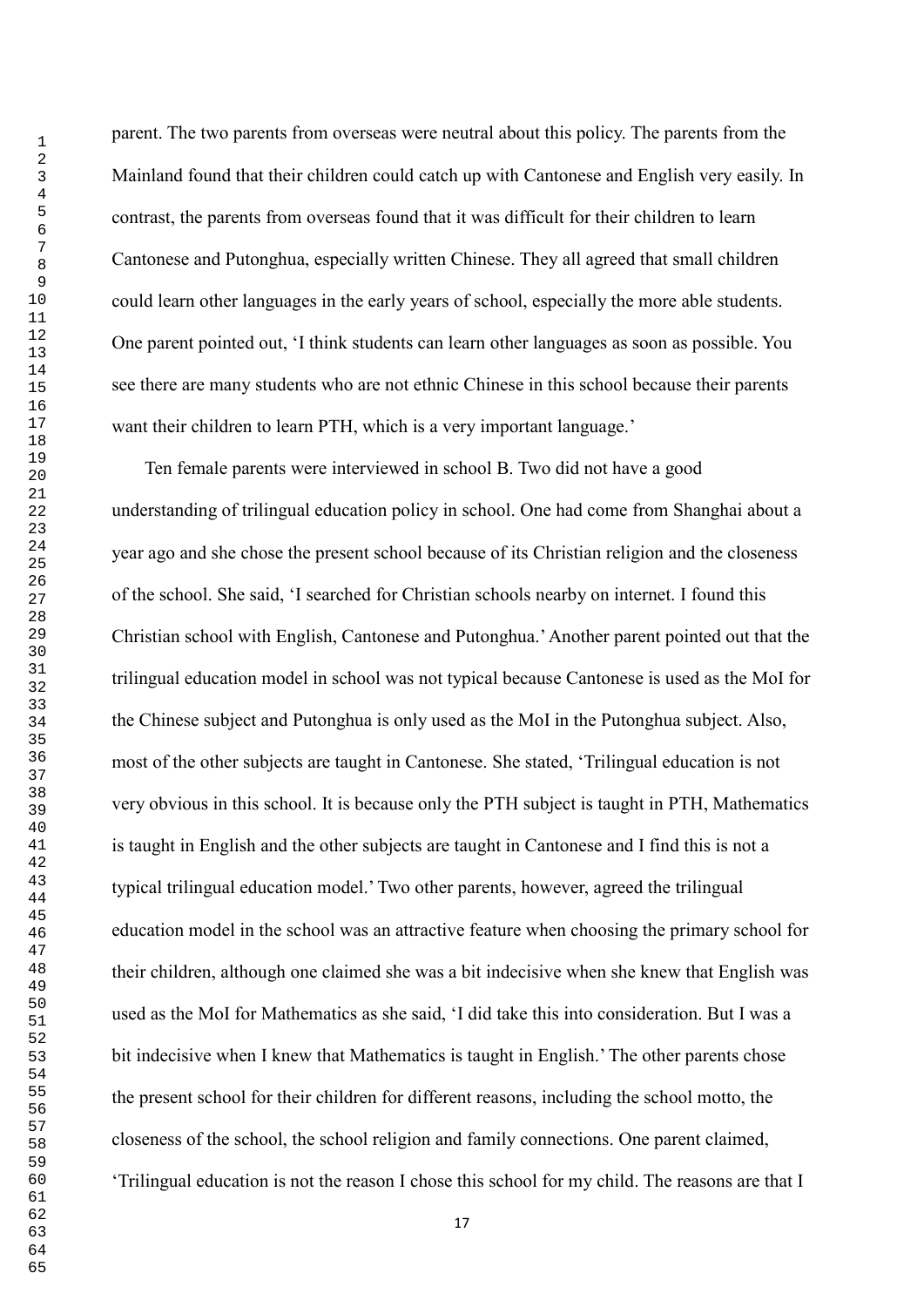parent. The two parents from overseas were neutral about this policy. The parents from the Mainland found that their children could catch up with Cantonese and English very easily. In contrast, the parents from overseas found that it was difficult for their children to learn Cantonese and Putonghua, especially written Chinese. They all agreed that small children could learn other languages in the early years of school, especially the more able students. One parent pointed out, ‘I think students can learn other languages as soon as possible. You see there are many students who are not ethnic Chinese in this school because their parents want their children to learn PTH, which is a very important language.’

Ten female parents were interviewed in school B. Two did not have a good understanding of trilingual education policy in school. One had come from Shanghai about a year ago and she chose the present school because of its Christian religion and the closeness of the school. She said, ‘I searched for Christian schools nearby on internet. I found this Christian school with English, Cantonese and Putonghua.’ Another parent pointed out that the trilingual education model in school was not typical because Cantonese is used as the MoI for the Chinese subject and Putonghua is only used as the MoI in the Putonghua subject. Also, most of the other subjects are taught in Cantonese. She stated, ‘Trilingual education is not very obvious in this school. It is because only the PTH subject is taught in PTH, Mathematics is taught in English and the other subjects are taught in Cantonese and I find this is not a typical trilingual education model.’ Two other parents, however, agreed the trilingual education model in the school was an attractive feature when choosing the primary school for their children, although one claimed she was a bit indecisive when she knew that English was used as the MoI for Mathematics as she said, ‘I did take this into consideration. But I was a bit indecisive when I knew that Mathematics is taught in English.’ The other parents chose the present school for their children for different reasons, including the school motto, the closeness of the school, the school religion and family connections. One parent claimed, ‘Trilingual education is not the reason I chose this school for my child. The reasons are that I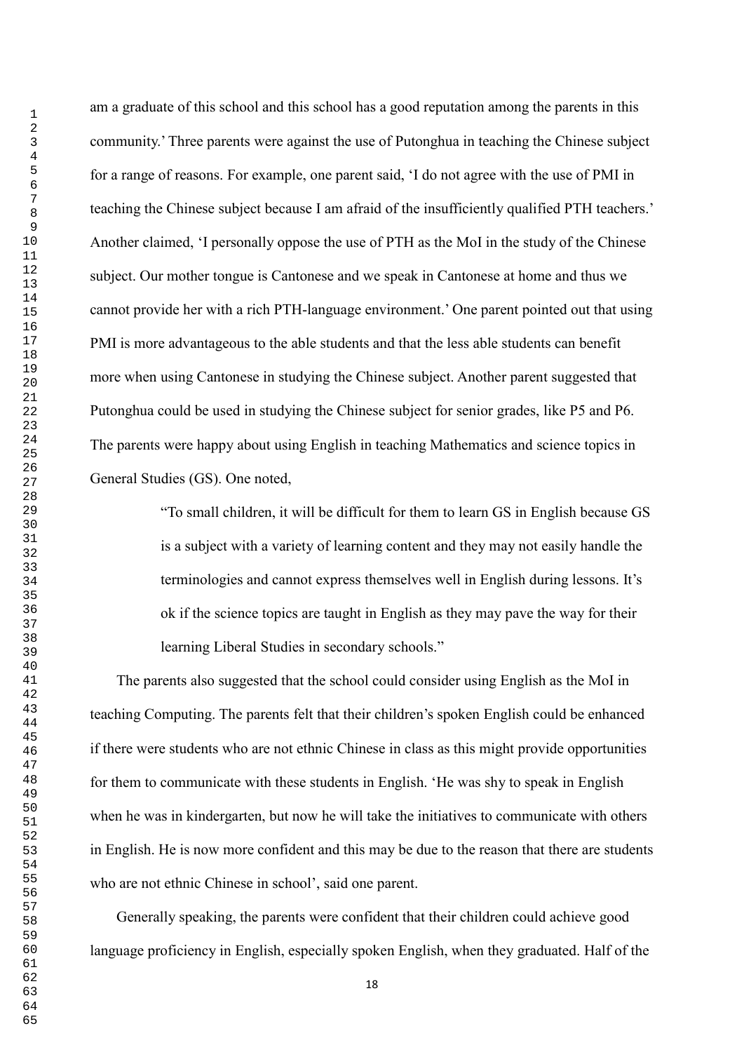am a graduate of this school and this school has a good reputation among the parents in this community.' Three parents were against the use of Putonghua in teaching the Chinese subject for a range of reasons. For example, one parent said, 'I do not agree with the use of PMI in teaching the Chinese subject because I am afraid of the insufficiently qualified PTH teachers.' Another claimed, 'I personally oppose the use of PTH as the MoI in the study of the Chinese subject. Our mother tongue is Cantonese and we speak in Cantonese at home and thus we cannot provide her with a rich PTH-language environment.' One parent pointed out that using PMI is more advantageous to the able students and that the less able students can benefit more when using Cantonese in studying the Chinese subject. Another parent suggested that Putonghua could be used in studying the Chinese subject for senior grades, like P5 and P6. The parents were happy about using English in teaching Mathematics and science topics in General Studies (GS). One noted,

> "To small children, it will be difficult for them to learn GS in English because GS is a subject with a variety of learning content and they may not easily handle the terminologies and cannot express themselves well in English during lessons. It's ok if the science topics are taught in English as they may pave the way for their learning Liberal Studies in secondary schools."

The parents also suggested that the school could consider using English as the MoI in teaching Computing. The parents felt that their children's spoken English could be enhanced if there were students who are not ethnic Chinese in class as this might provide opportunities for them to communicate with these students in English. 'He was shy to speak in English when he was in kindergarten, but now he will take the initiatives to communicate with others in English. He is now more confident and this may be due to the reason that there are students who are not ethnic Chinese in school', said one parent.

Generally speaking, the parents were confident that their children could achieve good language proficiency in English, especially spoken English, when they graduated. Half of the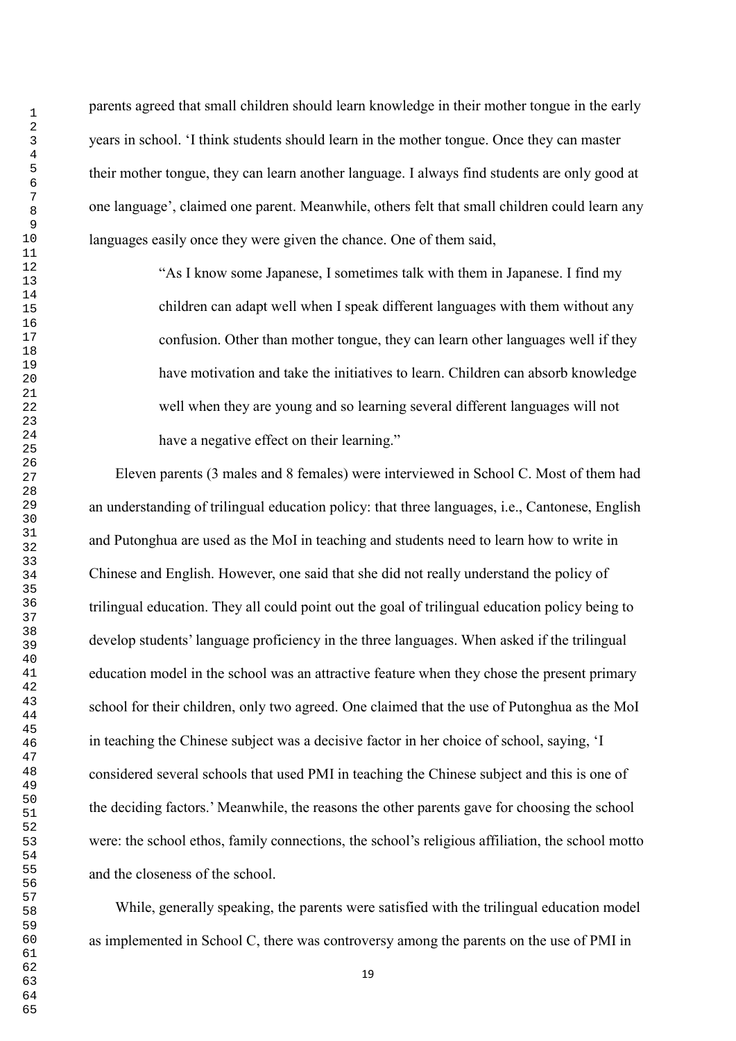parents agreed that small children should learn knowledge in their mother tongue in the early years in school. 'I think students should learn in the mother tongue. Once they can master their mother tongue, they can learn another language. I always find students are only good at one language', claimed one parent. Meanwhile, others felt that small children could learn any languages easily once they were given the chance. One of them said,

> "As I know some Japanese, I sometimes talk with them in Japanese. I find my children can adapt well when I speak different languages with them without any confusion. Other than mother tongue, they can learn other languages well if they have motivation and take the initiatives to learn. Children can absorb knowledge well when they are young and so learning several different languages will not have a negative effect on their learning."

Eleven parents (3 males and 8 females) were interviewed in School C. Most of them had an understanding of trilingual education policy: that three languages, i.e., Cantonese, English and Putonghua are used as the MoI in teaching and students need to learn how to write in Chinese and English. However, one said that she did not really understand the policy of trilingual education. They all could point out the goal of trilingual education policy being to develop students' language proficiency in the three languages. When asked if the trilingual education model in the school was an attractive feature when they chose the present primary school for their children, only two agreed. One claimed that the use of Putonghua as the MoI in teaching the Chinese subject was a decisive factor in her choice of school, saying, 'I considered several schools that used PMI in teaching the Chinese subject and this is one of the deciding factors.' Meanwhile, the reasons the other parents gave for choosing the school were: the school ethos, family connections, the school's religious affiliation, the school motto and the closeness of the school.

While, generally speaking, the parents were satisfied with the trilingual education model as implemented in School C, there was controversy among the parents on the use of PMI in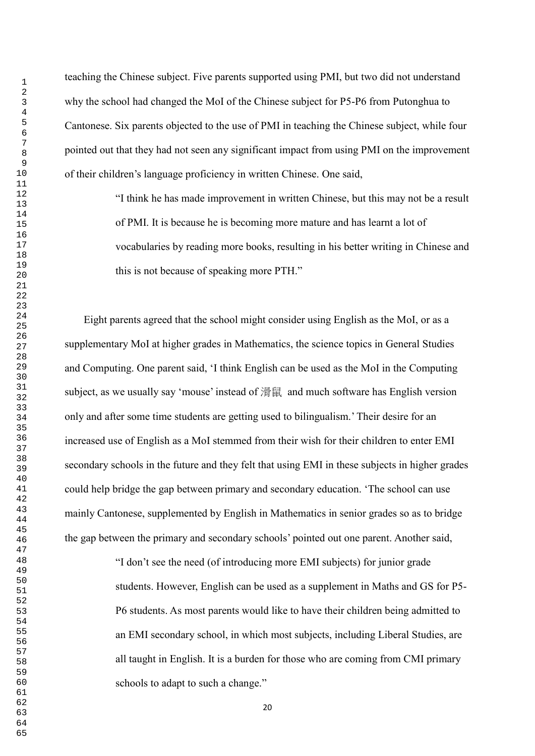teaching the Chinese subject. Five parents supported using PMI, but two did not understand why the school had changed the MoI of the Chinese subject for P5-P6 from Putonghua to Cantonese. Six parents objected to the use of PMI in teaching the Chinese subject, while four pointed out that they had not seen any significant impact from using PMI on the improvement of their children's language proficiency in written Chinese. One said,

> "I think he has made improvement in written Chinese, but this may not be a result of PMI. It is because he is becoming more mature and has learnt a lot of vocabularies by reading more books, resulting in his better writing in Chinese and this is not because of speaking more PTH."

Eight parents agreed that the school might consider using English as the MoI, or as a supplementary MoI at higher grades in Mathematics, the science topics in General Studies and Computing. One parent said, 'I think English can be used as the MoI in the Computing subject, as we usually say 'mouse' instead of 滑鼠 and much software has English version only and after some time students are getting used to bilingualism.' Their desire for an increased use of English as a MoI stemmed from their wish for their children to enter EMI secondary schools in the future and they felt that using EMI in these subjects in higher grades could help bridge the gap between primary and secondary education. 'The school can use mainly Cantonese, supplemented by English in Mathematics in senior grades so as to bridge the gap between the primary and secondary schools' pointed out one parent. Another said,

> "I don't see the need (of introducing more EMI subjects) for junior grade students. However, English can be used as a supplement in Maths and GS for P5-P6 students. As most parents would like to have their children being admitted to an EMI secondary school, in which most subjects, including Liberal Studies, are all taught in English. It is a burden for those who are coming from CMI primary schools to adapt to such a change."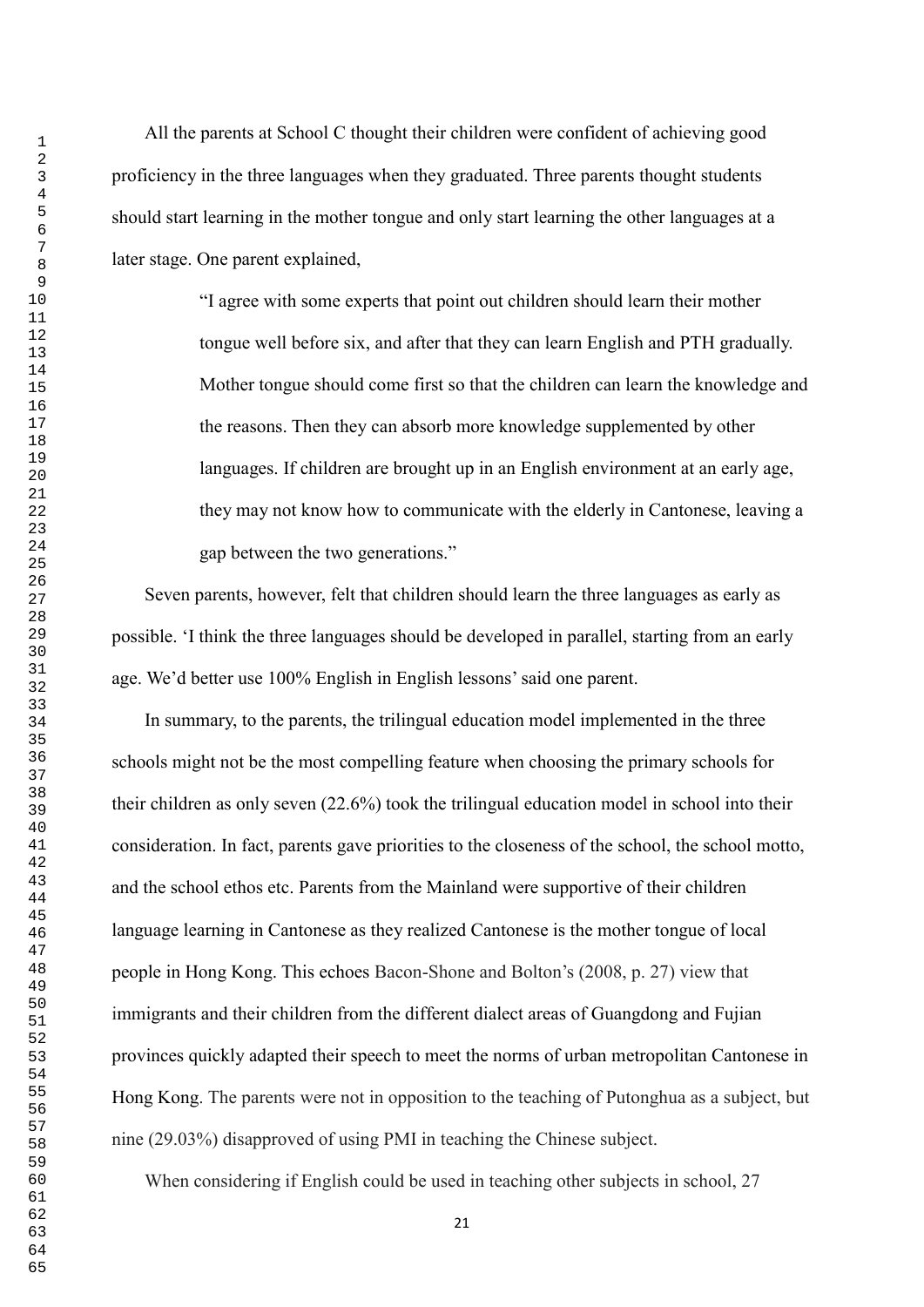All the parents at School C thought their children were confident of achieving good proficiency in the three languages when they graduated. Three parents thought students should start learning in the mother tongue and only start learning the other languages at a later stage. One parent explained,

> "I agree with some experts that point out children should learn their mother tongue well before six, and after that they can learn English and PTH gradually. Mother tongue should come first so that the children can learn the knowledge and the reasons. Then they can absorb more knowledge supplemented by other languages. If children are brought up in an English environment at an early age, they may not know how to communicate with the elderly in Cantonese, leaving a gap between the two generations."

Seven parents, however, felt that children should learn the three languages as early as possible. 'I think the three languages should be developed in parallel, starting from an early age. We'd better use 100% English in English lessons' said one parent.

In summary, to the parents, the trilingual education model implemented in the three schools might not be the most compelling feature when choosing the primary schools for their children as only seven (22.6%) took the trilingual education model in school into their consideration. In fact, parents gave priorities to the closeness of the school, the school motto, and the school ethos etc. Parents from the Mainland were supportive of their children language learning in Cantonese as they realized Cantonese is the mother tongue of local people in Hong Kong. This echoes Bacon-Shone and Bolton's (2008, p. 27) view that immigrants and their children from the different dialect areas of Guangdong and Fujian provinces quickly adapted their speech to meet the norms of urban metropolitan Cantonese in Hong Kong. The parents were not in opposition to the teaching of Putonghua as a subject, but nine (29.03%) disapproved of using PMI in teaching the Chinese subject.

When considering if English could be used in teaching other subjects in school, 27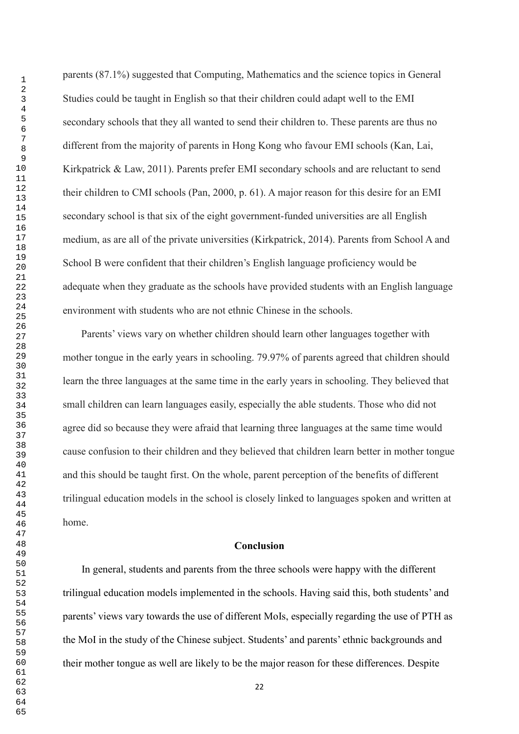parents (87.1%) suggested that Computing, Mathematics and the science topics in General Studies could be taught in English so that their children could adapt well to the EMI secondary schools that they all wanted to send their children to. These parents are thus no different from the majority of parents in Hong Kong who favour EMI schools (Kan, Lai, Kirkpatrick & Law, 2011). Parents prefer EMI secondary schools and are reluctant to send their children to CMI schools (Pan, 2000, p. 61). A major reason for this desire for an EMI secondary school is that six of the eight government-funded universities are all English medium, as are all of the private universities (Kirkpatrick, 2014). Parents from School A and School B were confident that their children's English language proficiency would be adequate when they graduate as the schools have provided students with an English language environment with students who are not ethnic Chinese in the schools.

Parents' views vary on whether children should learn other languages together with mother tongue in the early years in schooling. 79.97% of parents agreed that children should learn the three languages at the same time in the early years in schooling. They believed that small children can learn languages easily, especially the able students. Those who did not agree did so because they were afraid that learning three languages at the same time would cause confusion to their children and they believed that children learn better in mother tongue and this should be taught first. On the whole, parent perception of the benefits of different trilingual education models in the school is closely linked to languages spoken and written at home.

## Conclusion

In general, students and parents from the three schools were happy with the different trilingual education models implemented in the schools. Having said this, both students' and parents' views vary towards the use of different MoIs, especially regarding the use of PTH as the MoI in the study of the Chinese subject. Students' and parents' ethnic backgrounds and their mother tongue as well are likely to be the major reason for these differences. Despite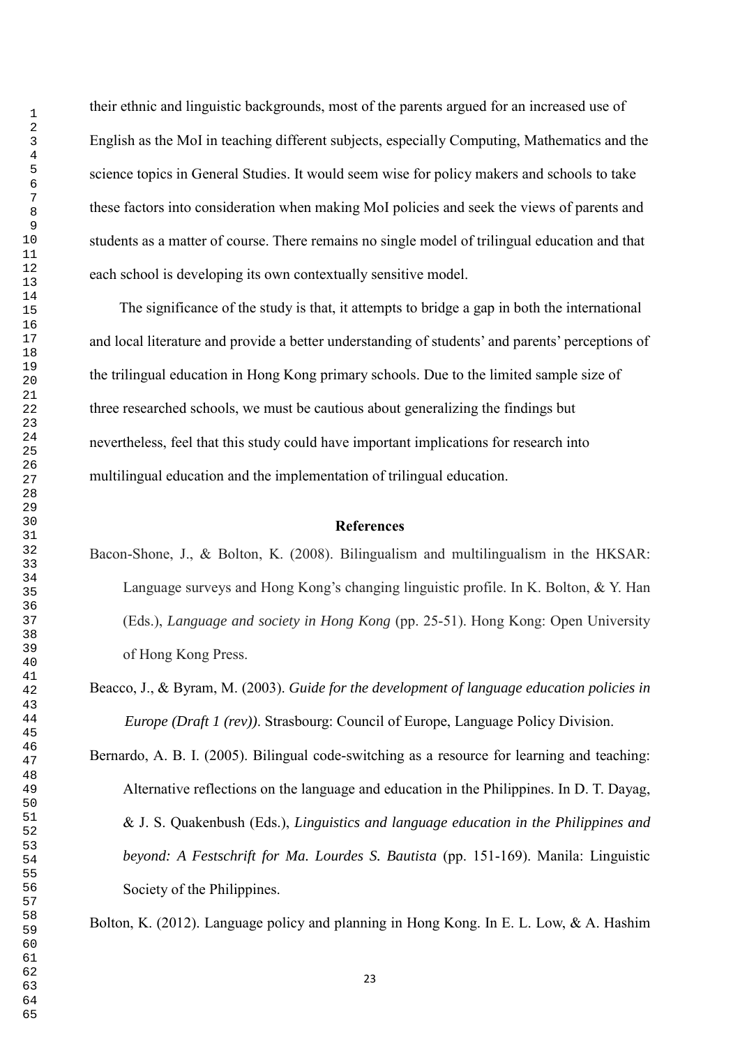their ethnic and linguistic backgrounds, most of the parents argued for an increased use of English as the MoI in teaching different subjects, especially Computing, Mathematics and the science topics in General Studies. It would seem wise for policy makers and schools to take these factors into consideration when making MoI policies and seek the views of parents and students as a matter of course. There remains no single model of trilingual education and that each school is developing its own contextually sensitive model.

The significance of the study is that, it attempts to bridge a gap in both the international and local literature and provide a better understanding of students' and parents' perceptions of the trilingual education in Hong Kong primary schools. Due to the limited sample size of three researched schools, we must be cautious about generalizing the findings but nevertheless, feel that this study could have important implications for research into multilingual education and the implementation of trilingual education.

## References

Bacon-Shone, J., & Bolton, K. (2008). Bilingualism and multilingualism in the HKSAR: Language surveys and Hong Kong's changing linguistic profile. In K. Bolton, & Y. Han (Eds.), *Language and society in Hong Kong* (pp. 25-51). Hong Kong: Open University of Hong Kong Press.

Beacco, J., & Byram, M. (2003). *Guide for the development of language education policies in Europe (Draft 1 (rev))*. Strasbourg: Council of Europe, Language Policy Division.

Bernardo, A. B. I. (2005). Bilingual code-switching as a resource for learning and teaching: Alternative reflections on the language and education in the Philippines. In D. T. Dayag, & J. S. Quakenbush (Eds.), *Linguistics and language education in the Philippines and beyond: A Festschrift for Ma. Lourdes S. Bautista* (pp. 151-169). Manila: Linguistic Society of the Philippines.

Bolton, K. (2012). Language policy and planning in Hong Kong. In E. L. Low, & A. Hashim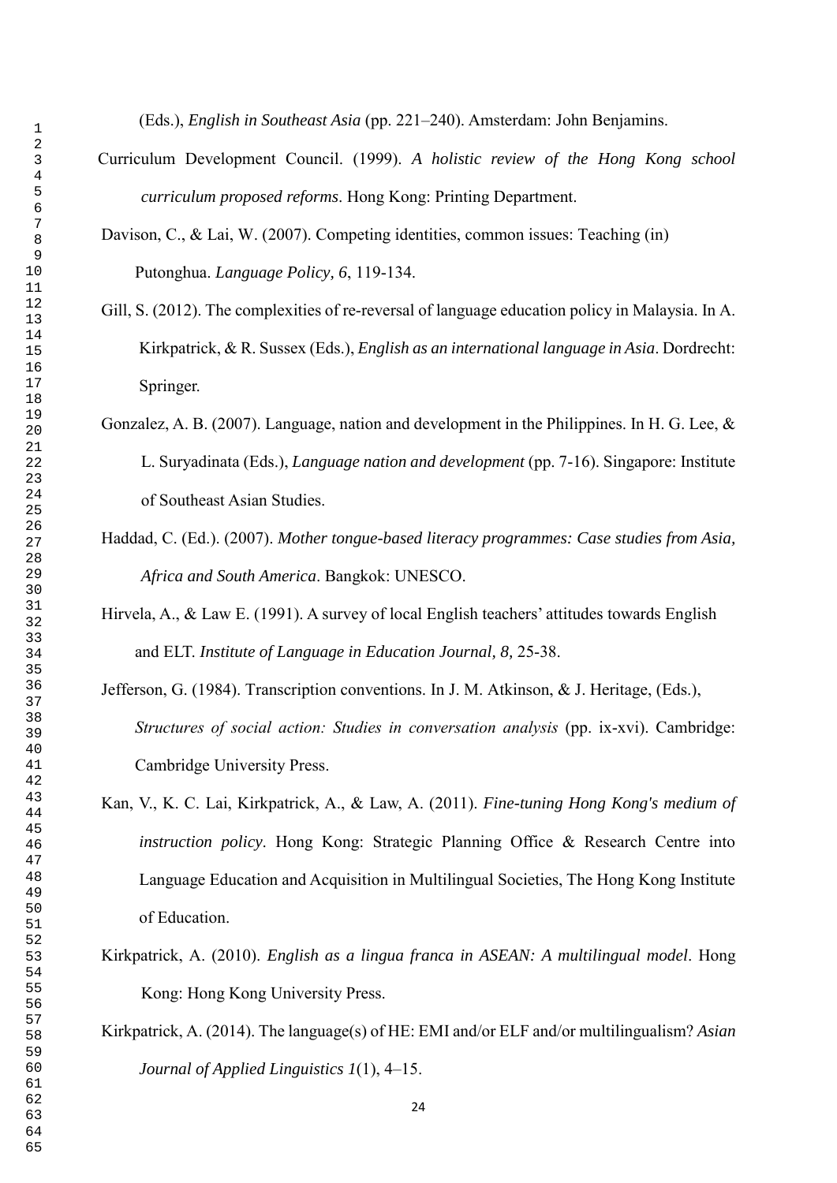(Eds.), *English in Southeast Asia* (pp. 221–240). Amsterdam: John Benjamins.

Curriculum Development Council. (1999). *A holistic review of the Hong Kong school curriculum proposed reforms*. Hong Kong: Printing Department.

Davison, C., & Lai, W. (2007). Competing identities, common issues: Teaching (in) Putonghua. *Language Policy, 6*, 119-134.

Gill, S. (2012). The complexities of re-reversal of language education policy in Malaysia. In A. Kirkpatrick, & R. Sussex (Eds.), *English as an international language in Asia*. Dordrecht: Springer.

Gonzalez, A. B. (2007). Language, nation and development in the Philippines. In H. G. Lee, & L. Suryadinata (Eds.), *Language nation and development* (pp. 7-16). Singapore: Institute of Southeast Asian Studies.

Haddad, C. (Ed.). (2007). *Mother tongue-based literacy programmes: Case studies from Asia, Africa and South America*. Bangkok: UNESCO.

Hirvela, A., & Law E. (1991). A survey of local English teachers' attitudes towards English and ELT. *Institute of Language in Education Journal, 8,* 25-38.

Jefferson, G. (1984). Transcription conventions. In J. M. Atkinson, & J. Heritage, (Eds.), *Structures of social action: Studies in conversation analysis* (pp. ix-xvi). Cambridge: Cambridge University Press.

Kan, V., K. C. Lai, Kirkpatrick, A., & Law, A. (2011). *Fine-tuning Hong Kong's medium of instruction policy*. Hong Kong: Strategic Planning Office & Research Centre into Language Education and Acquisition in Multilingual Societies, The Hong Kong Institute of Education.

Kirkpatrick, A. (2010). *English as a lingua franca in ASEAN: A multilingual model*. Hong Kong: Hong Kong University Press.

Kirkpatrick, A. (2014). The language(s) of HE: EMI and/or ELF and/or multilingualism? *Asian Journal of Applied Linguistics 1*(1), 4–15.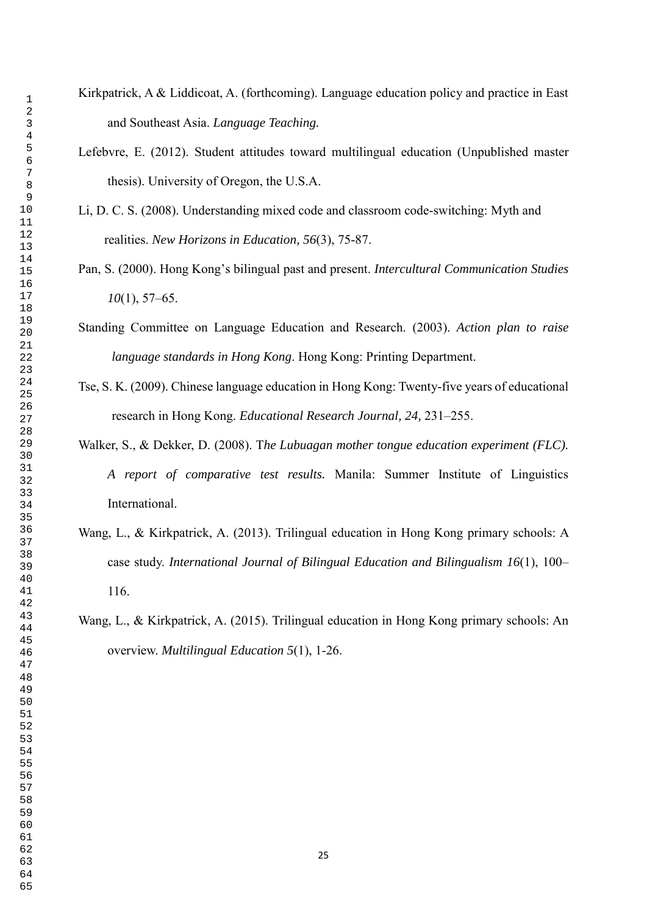Kirkpatrick, A & Liddicoat, A. (forthcoming). Language education policy and practice in East and Southeast Asia. *Language Teaching.*

Lefebvre, E. (2012). Student attitudes toward multilingual education (Unpublished master thesis). University of Oregon, the U.S.A.

Li, D. C. S. (2008). Understanding mixed code and classroom code-switching: Myth and realities. *New Horizons in Education, 56*(3), 75-87.

Pan, S. (2000). Hong Kong's bilingual past and present. *Intercultural Communication Studies 10*(1), 57–65.

Standing Committee on Language Education and Research. (2003). *Action plan to raise language standards in Hong Kong*. Hong Kong: Printing Department.

Tse, S. K. (2009). Chinese language education in Hong Kong: Twenty-five years of educational research in Hong Kong. *Educational Research Journal, 24,* 231–255.

Walker, S., & Dekker, D. (2008). T*he Lubuagan mother tongue education experiment (FLC). A report of comparative test results.* Manila: Summer Institute of Linguistics International.

Wang, L., & Kirkpatrick, A. (2013). Trilingual education in Hong Kong primary schools: A case study. *International Journal of Bilingual Education and Bilingualism 16*(1), 100–116.

Wang, L., & Kirkpatrick, A. (2015). Trilingual education in Hong Kong primary schools: An overview. *Multilingual Education 5*(1), 1-26.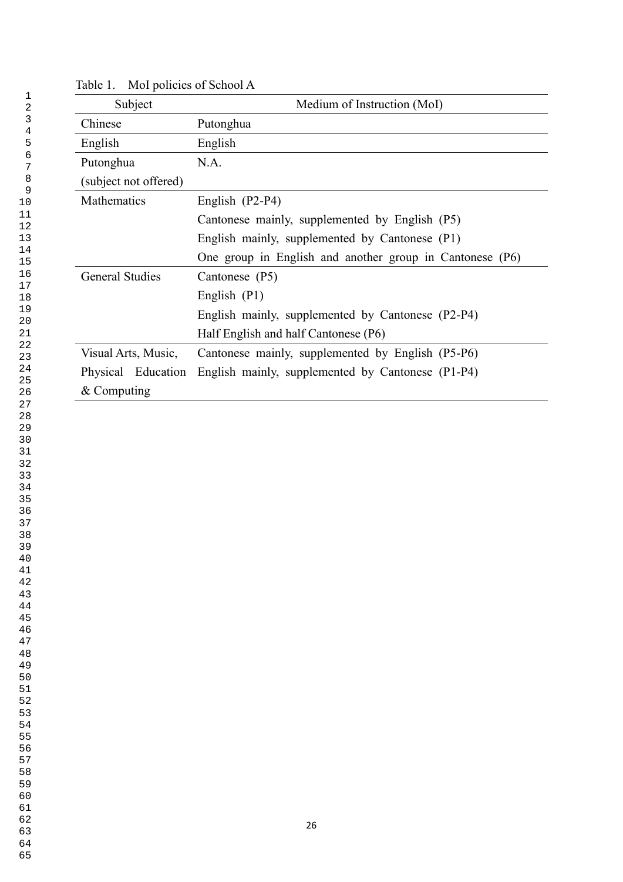Table 1. MoI policies of School A

| Subject | Medium of Instruction (MoI) |
| --- | --- |
| Chinese | Putonghua |
| English | English |
| Putonghua (subject not offered) | N.A. |
| Mathematics | English (P2-P4)<br>Cantonese mainly, supplemented by English (P5)<br>English mainly, supplemented by Cantonese (P1)<br>One group in English and another group in Cantonese (P6) |
| General Studies | Cantonese (P5)<br>English (P1)<br>English mainly, supplemented by Cantonese (P2-P4)<br>Half English and half Cantonese (P6) |
| Visual Arts, Music, Physical Education & Computing | Cantonese mainly, supplemented by English (P5-P6)<br>English mainly, supplemented by Cantonese (P1-P4) |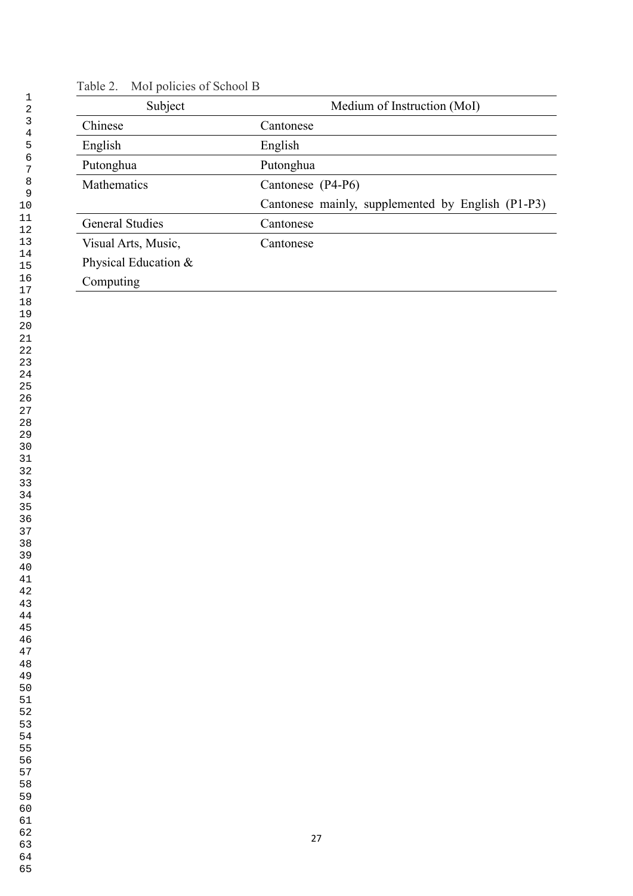Table 2. MoI policies of School B

| Subject | Medium of Instruction (MoI) |
| --- | --- |
| Chinese | Cantonese |
| English | English |
| Putonghua | Putonghua |
| Mathematics | Cantonese (P4-P6)<br>Cantonese mainly, supplemented by English (P1-P3) |
| General Studies | Cantonese |
| Visual Arts, Music, Physical Education & Computing | Cantonese |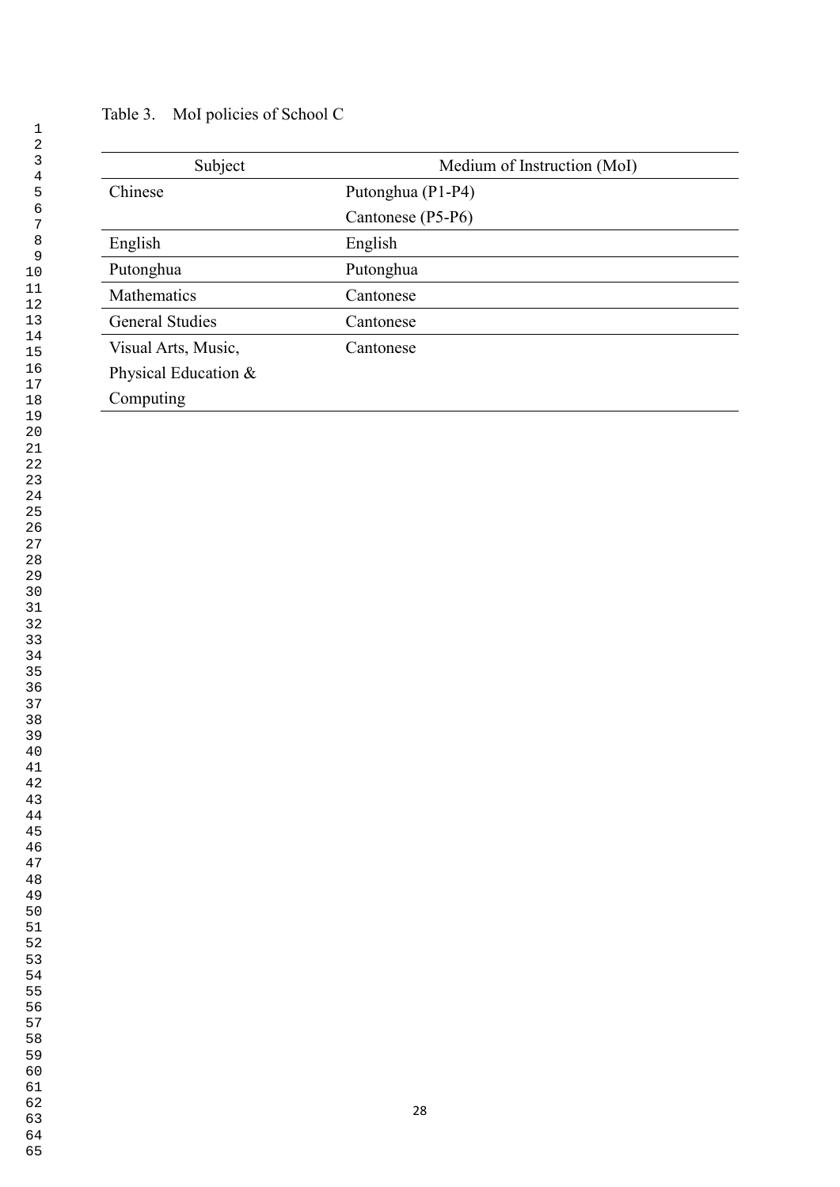Table 3. MoI policies of School C

| Subject | Medium of Instruction (MoI) |
| --- | --- |
| Chinese | Putonghua (P1-P4) |
| | Cantonese (P5-P6) |
| English | English |
| Putonghua | Putonghua |
| Mathematics | Cantonese |
| General Studies | Cantonese |
| Visual Arts, Music, Physical Education & Computing | Cantonese |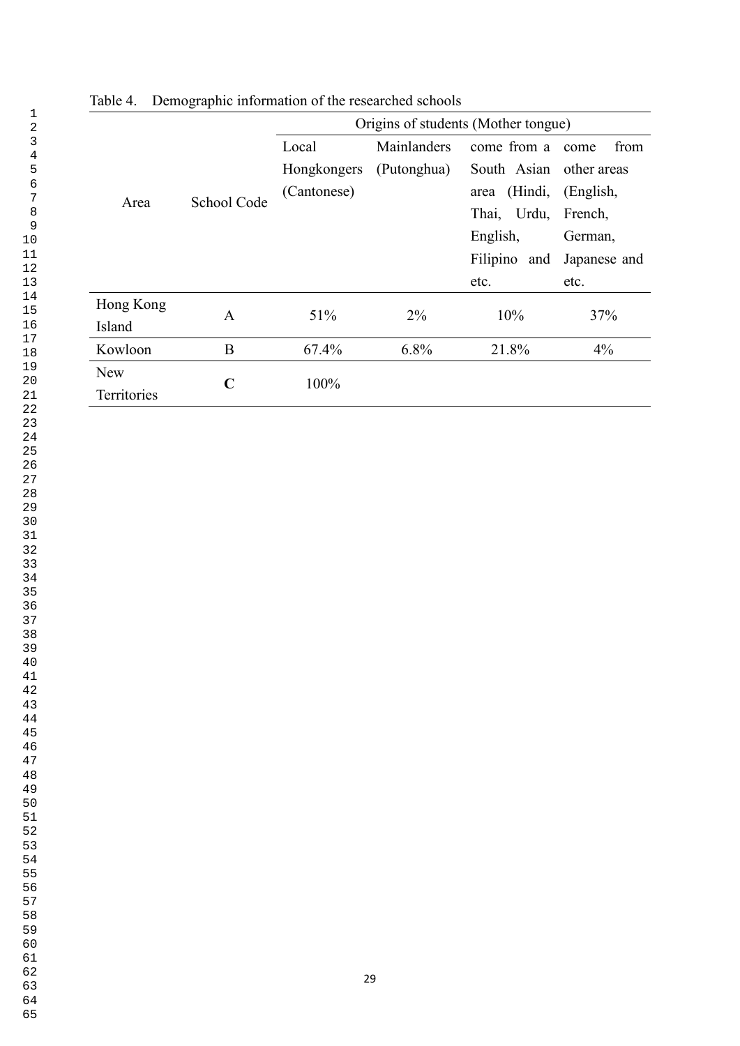Table 4. Demographic information of the researched schools

| Area | School Code | Origins of students (Mother tongue) | | | |
|---|---|---|---|---|---|
| | | Local Hongkongers (Cantonese) | Mainlanders (Putonghua) | come from a South Asian area (Hindi, Thai, Urdu, English, Filipino and etc. | come from other areas (English, French, German, Japanese and etc. |
| Hong Kong Island | A | 51% | 2% | 10% | 37% |
| Kowloon | B | 67.4% | 6.8% | 21.8% | 4% |
| New Territories | **C** | 100% | | | |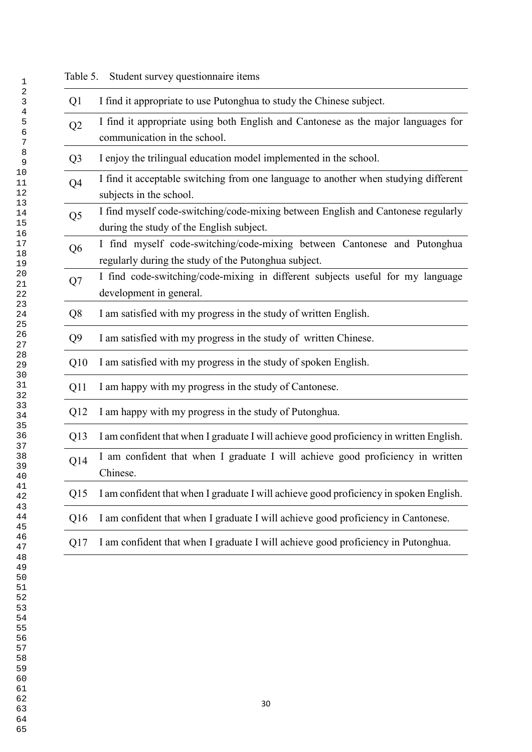Table 5. Student survey questionnaire items

| | |
|---|---|
| Q1 | I find it appropriate to use Putonghua to study the Chinese subject. |
| Q2 | I find it appropriate using both English and Cantonese as the major languages for communication in the school. |
| Q3 | I enjoy the trilingual education model implemented in the school. |
| Q4 | I find it acceptable switching from one language to another when studying different subjects in the school. |
| Q5 | I find myself code-switching/code-mixing between English and Cantonese regularly during the study of the English subject. |
| Q6 | I find myself code-switching/code-mixing between Cantonese and Putonghua regularly during the study of the Putonghua subject. |
| Q7 | I find code-switching/code-mixing in different subjects useful for my language development in general. |
| Q8 | I am satisfied with my progress in the study of written English. |
| Q9 | I am satisfied with my progress in the study of written Chinese. |
| Q10 | I am satisfied with my progress in the study of spoken English. |
| Q11 | I am happy with my progress in the study of Cantonese. |
| Q12 | I am happy with my progress in the study of Putonghua. |
| Q13 | I am confident that when I graduate I will achieve good proficiency in written English. |
| Q14 | I am confident that when I graduate I will achieve good proficiency in written Chinese. |
| Q15 | I am confident that when I graduate I will achieve good proficiency in spoken English. |
| Q16 | I am confident that when I graduate I will achieve good proficiency in Cantonese. |
| Q17 | I am confident that when I graduate I will achieve good proficiency in Putonghua. |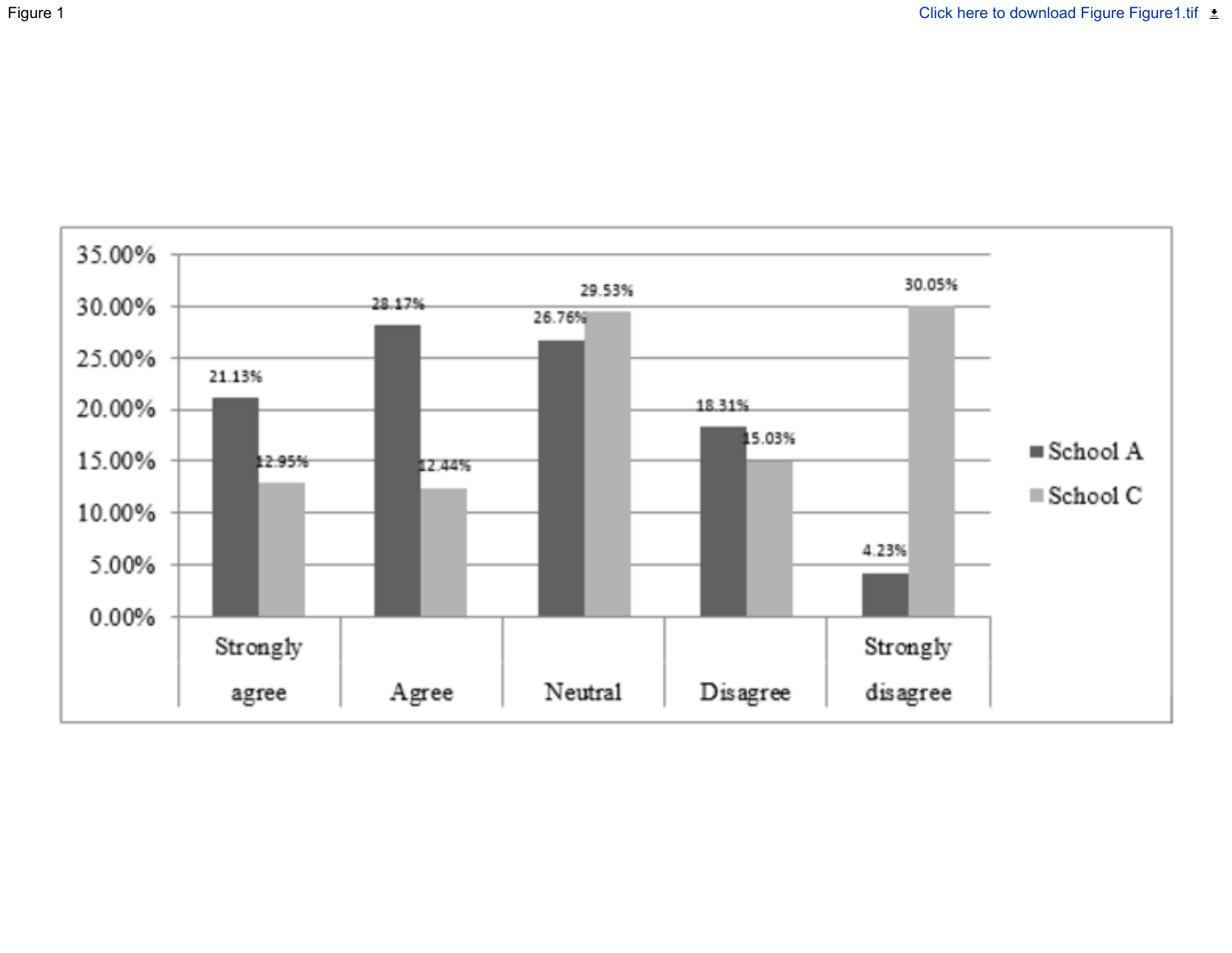Figure 1

Click here to download Figure Figure1.tif

| | School A | School C |
|---|---|---|
| Strongly agree | 21.13% | 12.95% |
| Agree | 28.17% | 12.44% |
| Neutral | 26.76% | 29.53% |
| Disagree | 18.31% | 15.03% |
| Strongly disagree | 4.23% | 30.05% |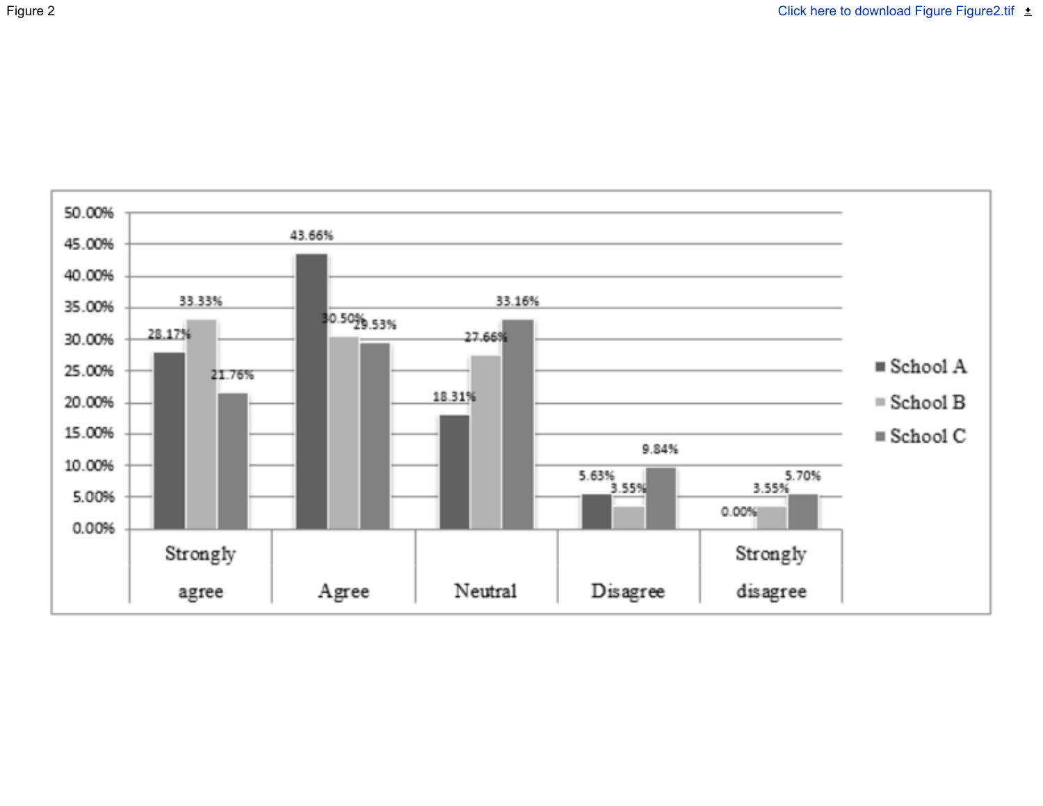Figure 2

| | Strongly agree | Agree | Neutral | Disagree | Strongly disagree |
|---|---|---|---|---|---|
| School A | 28.17% | 43.66% | 18.31% | 5.63% | 0.00% |
| School B | 33.33% | 30.50% | 27.66% | 3.55% | 3.55% |
| School C | 21.76% | 29.53% | 33.16% | 9.84% | 5.70% |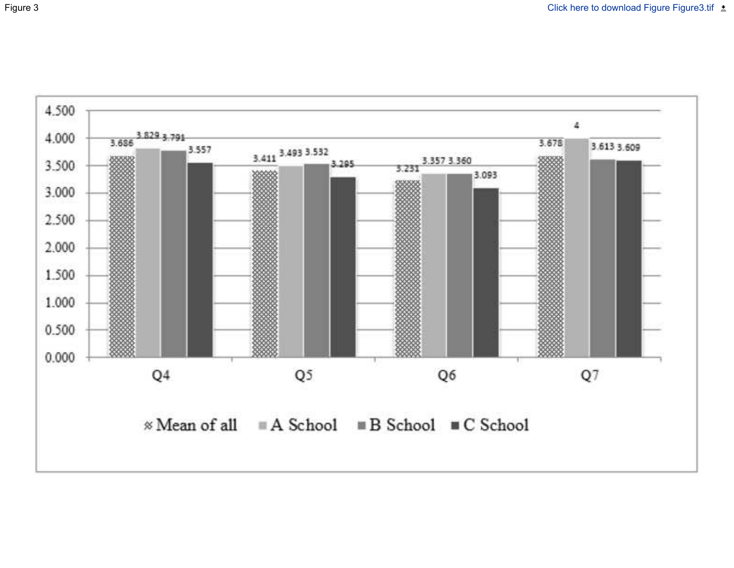Figure 3

| | Mean of all | A School | B School | C School |
|---|---|---|---|---|
| Q4 | 3.686 | 3.829 | 3.791 | 3.557 |
| Q5 | 3.411 | 3.493 | 3.532 | 3.295 |
| Q6 | 3.231 | 3.357 | 3.360 | 3.093 |
| Q7 | 3.678 | 4 | 3.613 | 3.609 |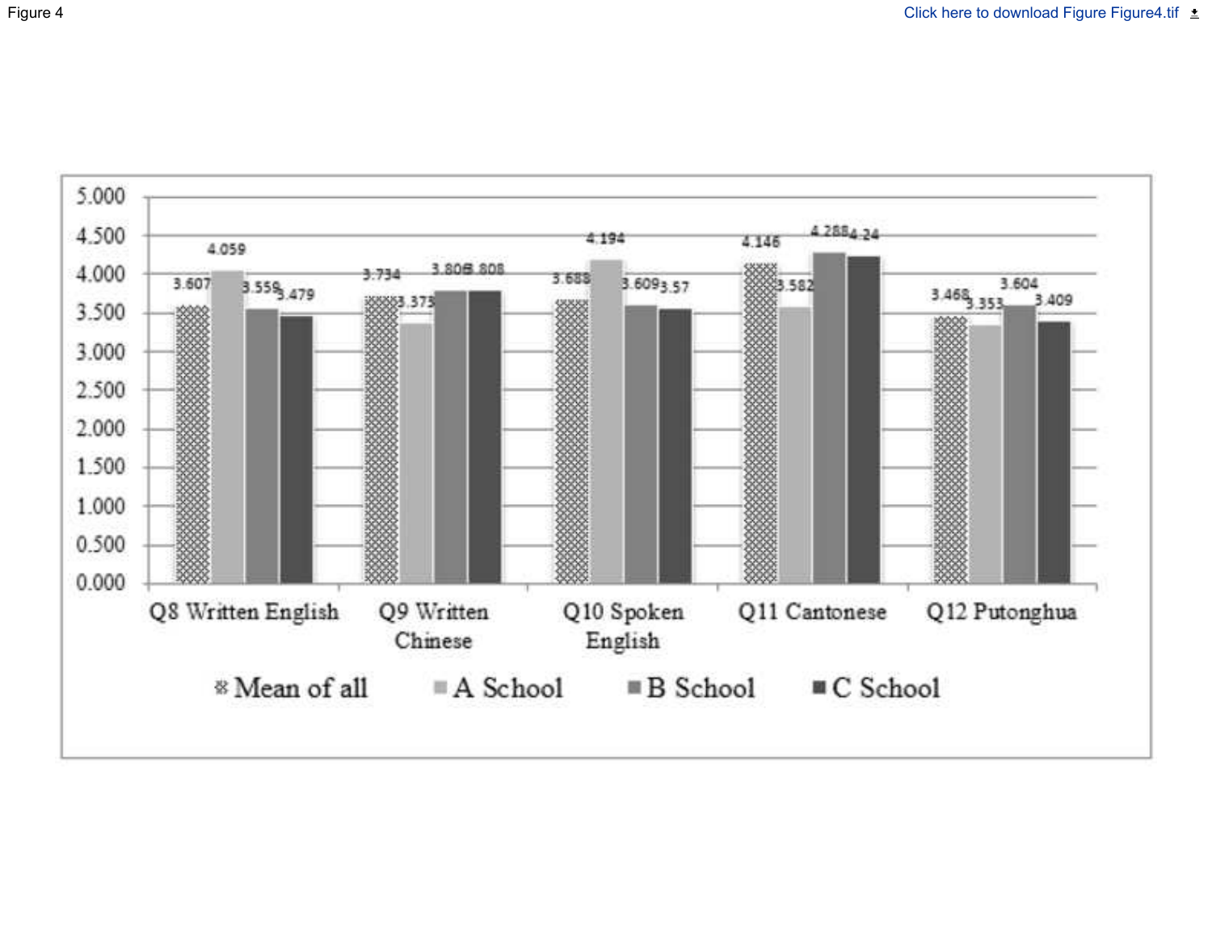Figure 4

| | Mean of all | A School | B School | C School |
|---|---|---|---|---|
| Q8 Written English | 3.607 | 4.059 | 3.559 | 3.479 |
| Q9 Written Chinese | 3.734 | 3.373 | 3.806 | 3.808 |
| Q10 Spoken English | 3.688 | 4.194 | 3.609 | 3.57 |
| Q11 Cantonese | 4.146 | 3.582 | 4.288 | 4.24 |
| Q12 Putonghua | 3.468 | 3.353 | 3.604 | 3.409 |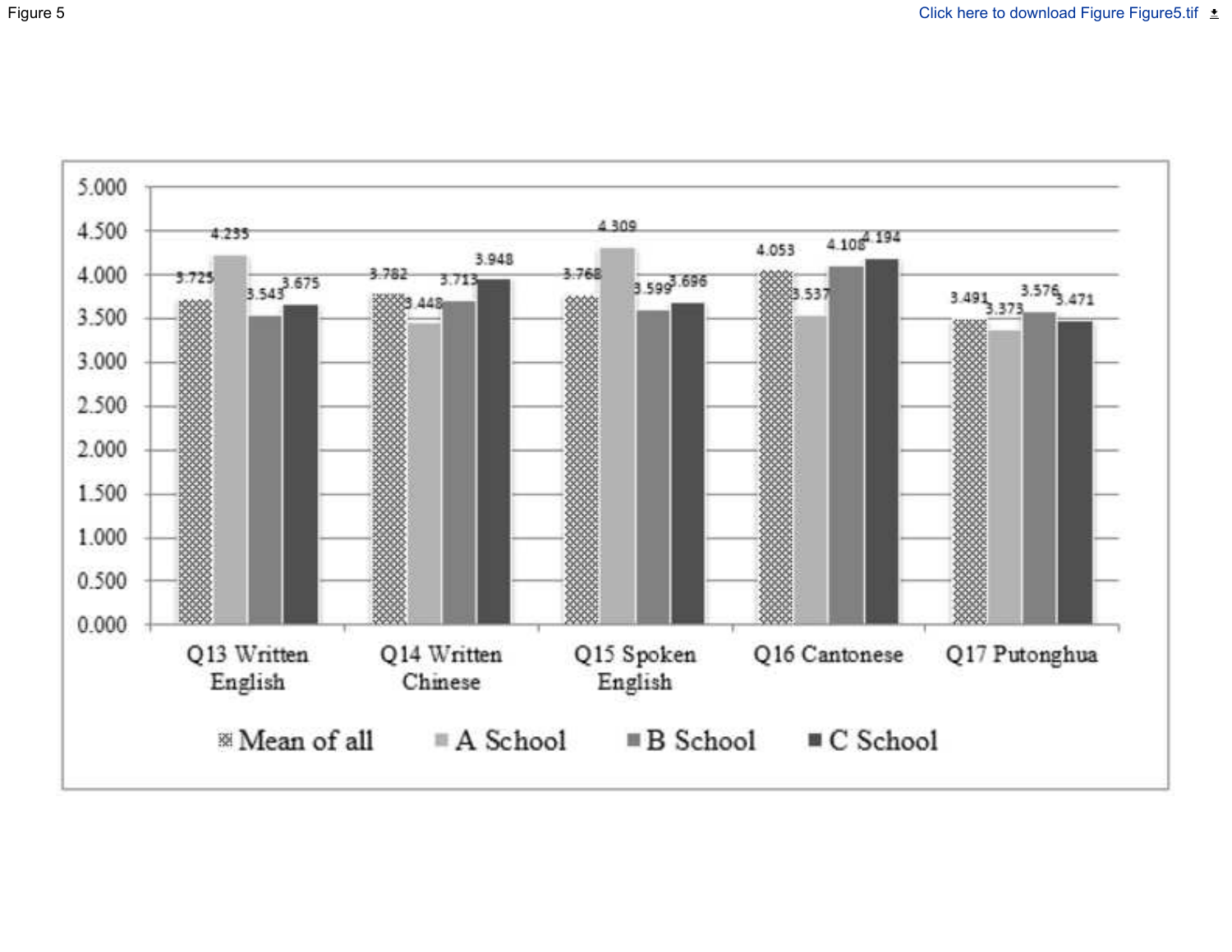Figure 5

Click here to download Figure Figure5.tif

5.000
4.500
4.000
3.500
3.000
2.500
2.000
1.500
1.000
0.500
0.000

3.725 4.235 3.543 3.675
3.782 3.448 3.713 3.948
3.768 4.309 3.599 3.696
4.053 3.537 4.108 4.194
3.491 3.373 3.576 3.471

Q13 Written English
Q14 Written Chinese
Q15 Spoken English
Q16 Cantonese
Q17 Putonghua

Mean of all
A School
B School
C School